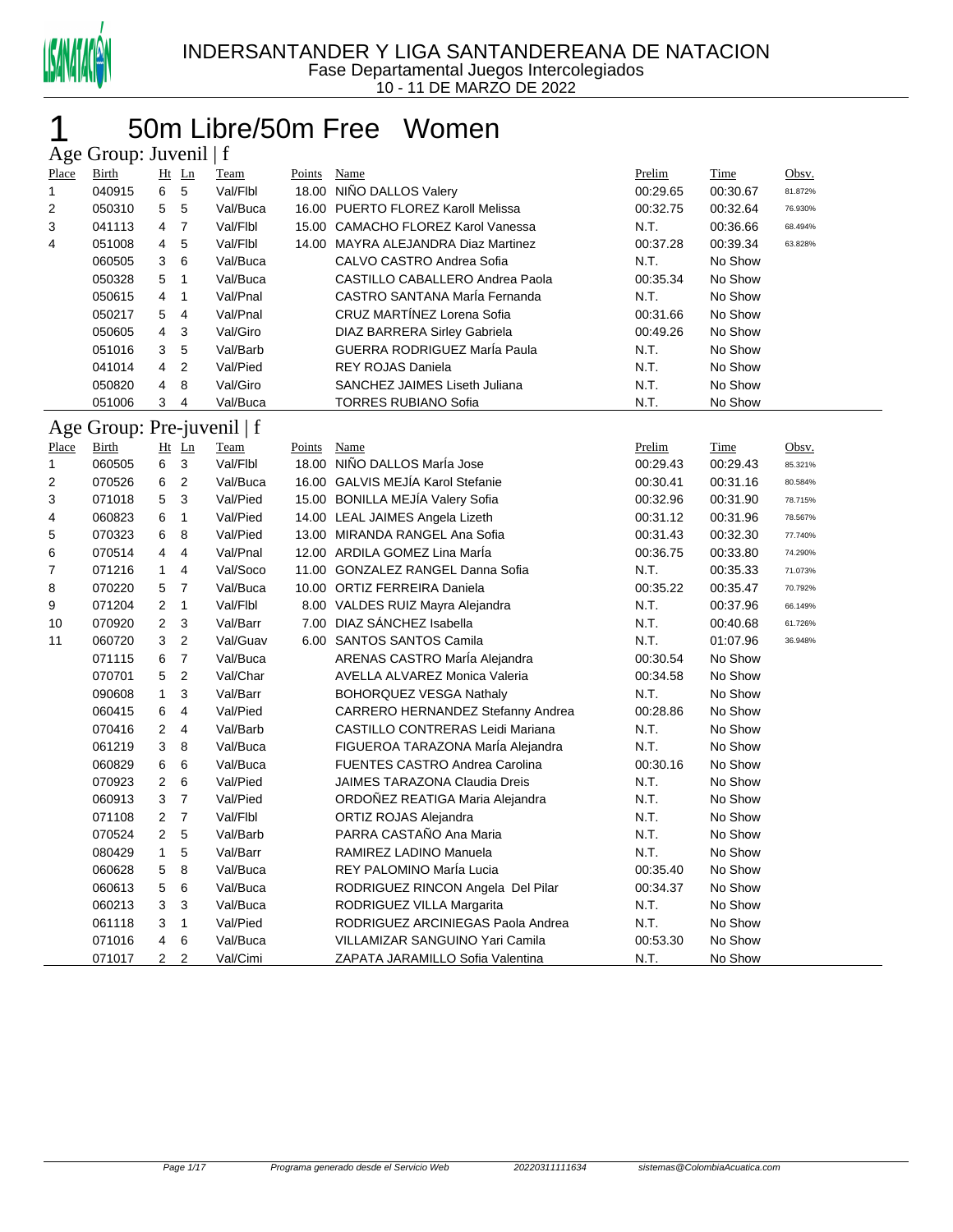# INDERSANTANDER Y LIGA SANTANDEREANA DE NATACION

Fase Departamental Juegos Intercolegiados

10 - 11 DE MARZO DE 2022

## 1 50m Libre/50m Free Women

### Age Group: Juvenil | f

| Place | Birth | Ht | Ln | Team | Points | Name | Prelim | Time | Obsv. |
|---|---|---|---|---|---|---|---|---|---|
| 1 | 040915 | 6 | 5 | Val/Flbl | 18.00 | NIÑO DALLOS Valery | 00:29.65 | 00:30.67 | 81.872% |
| 2 | 050310 | 5 | 5 | Val/Buca | 16.00 | PUERTO FLOREZ Karoll Melissa | 00:32.75 | 00:32.64 | 76.930% |
| 3 | 041113 | 4 | 7 | Val/Flbl | 15.00 | CAMACHO FLOREZ Karol Vanessa | N.T. | 00:36.66 | 68.494% |
| 4 | 051008 | 4 | 5 | Val/Flbl | 14.00 | MAYRA ALEJANDRA Diaz Martinez | 00:37.28 | 00:39.34 | 63.828% |
| | 060505 | 3 | 6 | Val/Buca | | CALVO CASTRO Andrea Sofia | N.T. | No Show | |
| | 050328 | 5 | 1 | Val/Buca | | CASTILLO CABALLERO Andrea Paola | 00:35.34 | No Show | |
| | 050615 | 4 | 1 | Val/Pnal | | CASTRO SANTANA MarÍa Fernanda | N.T. | No Show | |
| | 050217 | 5 | 4 | Val/Pnal | | CRUZ MARTÍNEZ Lorena Sofia | 00:31.66 | No Show | |
| | 050605 | 4 | 3 | Val/Giro | | DIAZ BARRERA Sirley Gabriela | 00:49.26 | No Show | |
| | 051016 | 3 | 5 | Val/Barb | | GUERRA RODRIGUEZ MarÍa Paula | N.T. | No Show | |
| | 041014 | 4 | 2 | Val/Pied | | REY ROJAS Daniela | N.T. | No Show | |
| | 050820 | 4 | 8 | Val/Giro | | SANCHEZ JAIMES Liseth Juliana | N.T. | No Show | |
| | 051006 | 3 | 4 | Val/Buca | | TORRES RUBIANO Sofia | N.T. | No Show | |

### Age Group: Pre-juvenil | f

| Place | Birth | Ht | Ln | Team | Points | Name | Prelim | Time | Obsv. |
|---|---|---|---|---|---|---|---|---|---|
| 1 | 060505 | 6 | 3 | Val/Flbl | 18.00 | NIÑO DALLOS MarÍa Jose | 00:29.43 | 00:29.43 | 85.321% |
| 2 | 070526 | 6 | 2 | Val/Buca | 16.00 | GALVIS MEJÍA Karol Stefanie | 00:30.41 | 00:31.16 | 80.584% |
| 3 | 071018 | 5 | 3 | Val/Pied | 15.00 | BONILLA MEJÍA Valery Sofia | 00:32.96 | 00:31.90 | 78.715% |
| 4 | 060823 | 6 | 1 | Val/Pied | 14.00 | LEAL JAIMES Angela Lizeth | 00:31.12 | 00:31.96 | 78.567% |
| 5 | 070323 | 6 | 8 | Val/Pied | 13.00 | MIRANDA RANGEL Ana Sofia | 00:31.43 | 00:32.30 | 77.740% |
| 6 | 070514 | 4 | 4 | Val/Pnal | 12.00 | ARDILA GOMEZ Lina MarÍa | 00:36.75 | 00:33.80 | 74.290% |
| 7 | 071216 | 1 | 4 | Val/Soco | 11.00 | GONZALEZ RANGEL Danna Sofia | N.T. | 00:35.33 | 71.073% |
| 8 | 070220 | 5 | 7 | Val/Buca | 10.00 | ORTIZ FERREIRA Daniela | 00:35.22 | 00:35.47 | 70.792% |
| 9 | 071204 | 2 | 1 | Val/Flbl | 8.00 | VALDES RUIZ Mayra Alejandra | N.T. | 00:37.96 | 66.149% |
| 10 | 070920 | 2 | 3 | Val/Barr | 7.00 | DIAZ SÁNCHEZ Isabella | N.T. | 00:40.68 | 61.726% |
| 11 | 060720 | 3 | 2 | Val/Guav | 6.00 | SANTOS SANTOS Camila | N.T. | 01:07.96 | 36.948% |
| | 071115 | 6 | 7 | Val/Buca | | ARENAS CASTRO MarÍa Alejandra | 00:30.54 | No Show | |
| | 070701 | 5 | 2 | Val/Char | | AVELLA ALVAREZ Monica Valeria | 00:34.58 | No Show | |
| | 090608 | 1 | 3 | Val/Barr | | BOHORQUEZ VESGA Nathaly | N.T. | No Show | |
| | 060415 | 6 | 4 | Val/Pied | | CARRERO HERNANDEZ Stefanny Andrea | 00:28.86 | No Show | |
| | 070416 | 2 | 4 | Val/Barb | | CASTILLO CONTRERAS Leidi Mariana | N.T. | No Show | |
| | 061219 | 3 | 8 | Val/Buca | | FIGUEROA TARAZONA MarÍa Alejandra | N.T. | No Show | |
| | 060829 | 6 | 6 | Val/Buca | | FUENTES CASTRO Andrea Carolina | 00:30.16 | No Show | |
| | 070923 | 2 | 6 | Val/Pied | | JAIMES TARAZONA Claudia Dreis | N.T. | No Show | |
| | 060913 | 3 | 7 | Val/Pied | | ORDOÑEZ REATIGA Maria Alejandra | N.T. | No Show | |
| | 071108 | 2 | 7 | Val/Flbl | | ORTIZ ROJAS Alejandra | N.T. | No Show | |
| | 070524 | 2 | 5 | Val/Barb | | PARRA CASTAÑO Ana Maria | N.T. | No Show | |
| | 080429 | 1 | 5 | Val/Barr | | RAMIREZ LADINO Manuela | N.T. | No Show | |
| | 060628 | 5 | 8 | Val/Buca | | REY PALOMINO MarÍa Lucia | 00:35.40 | No Show | |
| | 060613 | 5 | 6 | Val/Buca | | RODRIGUEZ RINCON Angela Del Pilar | 00:34.37 | No Show | |
| | 060213 | 3 | 3 | Val/Buca | | RODRIGUEZ VILLA Margarita | N.T. | No Show | |
| | 061118 | 3 | 1 | Val/Pied | | RODRIGUEZ ARCINIEGAS Paola Andrea | N.T. | No Show | |
| | 071016 | 4 | 6 | Val/Buca | | VILLAMIZAR SANGUINO Yari Camila | 00:53.30 | No Show | |
| | 071017 | 2 | 2 | Val/Cimi | | ZAPATA JARAMILLO Sofia Valentina | N.T. | No Show | |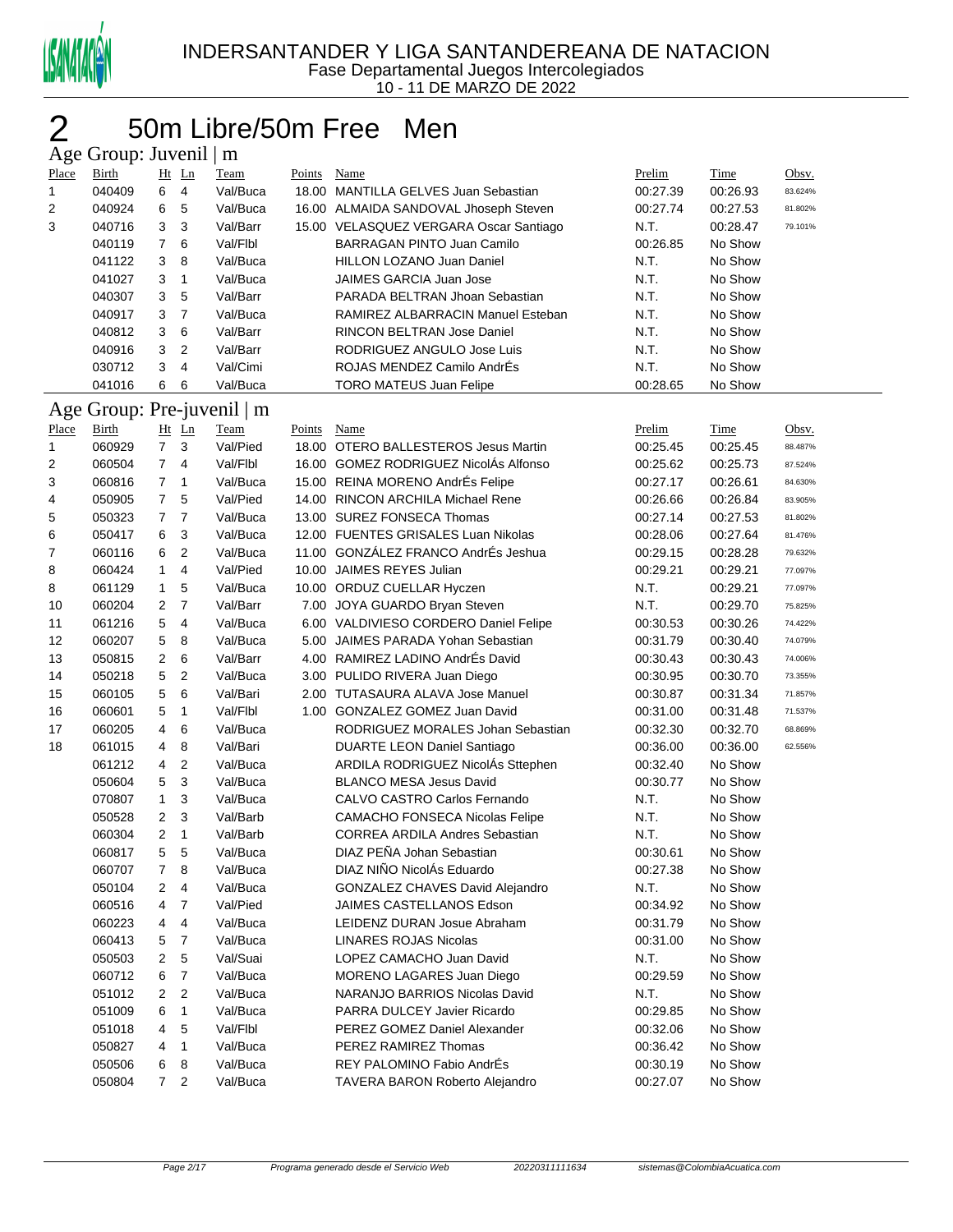# INDERSANTANDER Y LIGA SANTANDEREANA DE NATACION

Fase Departamental Juegos Intercolegiados

10 - 11 DE MARZO DE 2022

## 2 50m Libre/50m Free Men

### Age Group: Juvenil | m

| Place | Birth | Ht | Ln | Team | Points | Name | Prelim | Time | Obsv. |
|---|---|---|---|---|---|---|---|---|---|
| 1 | 040409 | 6 | 4 | Val/Buca | 18.00 | MANTILLA GELVES Juan Sebastian | 00:27.39 | 00:26.93 | 83.624% |
| 2 | 040924 | 6 | 5 | Val/Buca | 16.00 | ALMAIDA SANDOVAL Jhoseph Steven | 00:27.74 | 00:27.53 | 81.802% |
| 3 | 040716 | 3 | 3 | Val/Barr | 15.00 | VELASQUEZ VERGARA Oscar Santiago | N.T. | 00:28.47 | 79.101% |
| | 040119 | 7 | 6 | Val/Flbl | | BARRAGAN PINTO Juan Camilo | 00:26.85 | No Show | |
| | 041122 | 3 | 8 | Val/Buca | | HILLON LOZANO Juan Daniel | N.T. | No Show | |
| | 041027 | 3 | 1 | Val/Buca | | JAIMES GARCIA Juan Jose | N.T. | No Show | |
| | 040307 | 3 | 5 | Val/Barr | | PARADA BELTRAN Jhoan Sebastian | N.T. | No Show | |
| | 040917 | 3 | 7 | Val/Buca | | RAMIREZ ALBARRACIN Manuel Esteban | N.T. | No Show | |
| | 040812 | 3 | 6 | Val/Barr | | RINCON BELTRAN Jose Daniel | N.T. | No Show | |
| | 040916 | 3 | 2 | Val/Barr | | RODRIGUEZ ANGULO Jose Luis | N.T. | No Show | |
| | 030712 | 3 | 4 | Val/Cimi | | ROJAS MENDEZ Camilo AndrÉs | N.T. | No Show | |
| | 041016 | 6 | 6 | Val/Buca | | TORO MATEUS Juan Felipe | 00:28.65 | No Show | |

### Age Group: Pre-juvenil | m

| Place | Birth | Ht | Ln | Team | Points | Name | Prelim | Time | Obsv. |
|---|---|---|---|---|---|---|---|---|---|
| 1 | 060929 | 7 | 3 | Val/Pied | 18.00 | OTERO BALLESTEROS Jesus Martin | 00:25.45 | 00:25.45 | 88.487% |
| 2 | 060504 | 7 | 4 | Val/Flbl | 16.00 | GOMEZ RODRIGUEZ NicolÁs Alfonso | 00:25.62 | 00:25.73 | 87.524% |
| 3 | 060816 | 7 | 1 | Val/Buca | 15.00 | REINA MORENO AndrÉs Felipe | 00:27.17 | 00:26.61 | 84.630% |
| 4 | 050905 | 7 | 5 | Val/Pied | 14.00 | RINCON ARCHILA Michael Rene | 00:26.66 | 00:26.84 | 83.905% |
| 5 | 050323 | 7 | 7 | Val/Buca | 13.00 | SUREZ FONSECA Thomas | 00:27.14 | 00:27.53 | 81.802% |
| 6 | 050417 | 6 | 3 | Val/Buca | 12.00 | FUENTES GRISALES Luan Nikolas | 00:28.06 | 00:27.64 | 81.476% |
| 7 | 060116 | 6 | 2 | Val/Buca | 11.00 | GONZÁLEZ FRANCO AndrÉs Jeshua | 00:29.15 | 00:28.28 | 79.632% |
| 8 | 060424 | 1 | 4 | Val/Pied | 10.00 | JAIMES REYES Julian | 00:29.21 | 00:29.21 | 77.097% |
| 8 | 061129 | 1 | 5 | Val/Buca | 10.00 | ORDUZ CUELLAR Hyczen | N.T. | 00:29.21 | 77.097% |
| 10 | 060204 | 2 | 7 | Val/Barr | 7.00 | JOYA GUARDO Bryan Steven | N.T. | 00:29.70 | 75.825% |
| 11 | 061216 | 5 | 4 | Val/Buca | 6.00 | VALDIVIESO CORDERO Daniel Felipe | 00:30.53 | 00:30.26 | 74.422% |
| 12 | 060207 | 5 | 8 | Val/Buca | 5.00 | JAIMES PARADA Yohan Sebastian | 00:31.79 | 00:30.40 | 74.079% |
| 13 | 050815 | 2 | 6 | Val/Barr | 4.00 | RAMIREZ LADINO AndrÉs David | 00:30.43 | 00:30.43 | 74.006% |
| 14 | 050218 | 5 | 2 | Val/Buca | 3.00 | PULIDO RIVERA Juan Diego | 00:30.95 | 00:30.70 | 73.355% |
| 15 | 060105 | 5 | 6 | Val/Bari | 2.00 | TUTASAURA ALAVA Jose Manuel | 00:30.87 | 00:31.34 | 71.857% |
| 16 | 060601 | 5 | 1 | Val/Flbl | 1.00 | GONZALEZ GOMEZ Juan David | 00:31.00 | 00:31.48 | 71.537% |
| 17 | 060205 | 4 | 6 | Val/Buca | | RODRIGUEZ MORALES Johan Sebastian | 00:32.30 | 00:32.70 | 68.869% |
| 18 | 061015 | 4 | 8 | Val/Bari | | DUARTE LEON Daniel Santiago | 00:36.00 | 00:36.00 | 62.556% |
| | 061212 | 4 | 2 | Val/Buca | | ARDILA RODRIGUEZ NicolÁs Sttephen | 00:32.40 | No Show | |
| | 050604 | 5 | 3 | Val/Buca | | BLANCO MESA Jesus David | 00:30.77 | No Show | |
| | 070807 | 1 | 3 | Val/Buca | | CALVO CASTRO Carlos Fernando | N.T. | No Show | |
| | 050528 | 2 | 3 | Val/Barb | | CAMACHO FONSECA Nicolas Felipe | N.T. | No Show | |
| | 060304 | 2 | 1 | Val/Barb | | CORREA ARDILA Andres Sebastian | N.T. | No Show | |
| | 060817 | 5 | 5 | Val/Buca | | DIAZ PEÑA Johan Sebastian | 00:30.61 | No Show | |
| | 060707 | 7 | 8 | Val/Buca | | DIAZ NIÑO NicolÁs Eduardo | 00:27.38 | No Show | |
| | 050104 | 2 | 4 | Val/Buca | | GONZALEZ CHAVES David Alejandro | N.T. | No Show | |
| | 060516 | 4 | 7 | Val/Pied | | JAIMES CASTELLANOS Edson | 00:34.92 | No Show | |
| | 060223 | 4 | 4 | Val/Buca | | LEIDENZ DURAN Josue Abraham | 00:31.79 | No Show | |
| | 060413 | 5 | 7 | Val/Buca | | LINARES ROJAS Nicolas | 00:31.00 | No Show | |
| | 050503 | 2 | 5 | Val/Suai | | LOPEZ CAMACHO Juan David | N.T. | No Show | |
| | 060712 | 6 | 7 | Val/Buca | | MORENO LAGARES Juan Diego | 00:29.59 | No Show | |
| | 051012 | 2 | 2 | Val/Buca | | NARANJO BARRIOS Nicolas David | N.T. | No Show | |
| | 051009 | 6 | 1 | Val/Buca | | PARRA DULCEY Javier Ricardo | 00:29.85 | No Show | |
| | 051018 | 4 | 5 | Val/Flbl | | PEREZ GOMEZ Daniel Alexander | 00:32.06 | No Show | |
| | 050827 | 4 | 1 | Val/Buca | | PEREZ RAMIREZ Thomas | 00:36.42 | No Show | |
| | 050506 | 6 | 8 | Val/Buca | | REY PALOMINO Fabio AndrÉs | 00:30.19 | No Show | |
| | 050804 | 7 | 2 | Val/Buca | | TAVERA BARON Roberto Alejandro | 00:27.07 | No Show | |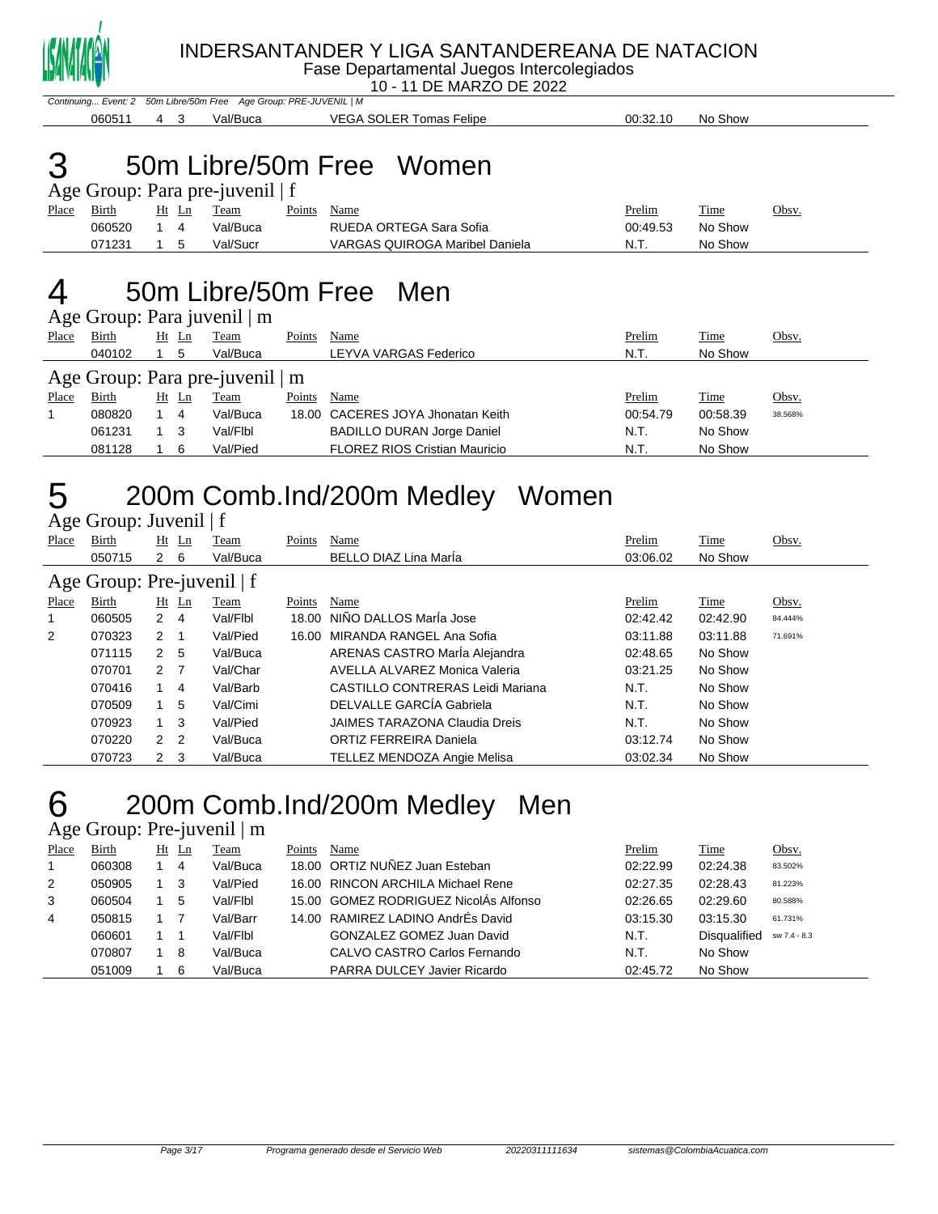INDERSANTANDER Y LIGA SANTANDEREANA DE NATACION

Fase Departamental Juegos Intercolegiados

10 - 11 DE MARZO DE 2022

*Continuing... Event: 2 50m Libre/50m Free Age Group: PRE-JUVENIL | M*

| Place | Birth | Ht | Ln | Team | Points | Name | Prelim | Time | Obsv. |
|---|---|---|---|---|---|---|---|---|---|
| | 060511 | 4 | 3 | Val/Buca | | VEGA SOLER Tomas Felipe | 00:32.10 | No Show | |

# 3 50m Libre/50m Free Women

## Age Group: Para pre-juvenil | f

| Place | Birth | Ht | Ln | Team | Points | Name | Prelim | Time | Obsv. |
|---|---|---|---|---|---|---|---|---|---|
| | 060520 | 1 | 4 | Val/Buca | | RUEDA ORTEGA Sara Sofia | 00:49.53 | No Show | |
| | 071231 | 1 | 5 | Val/Sucr | | VARGAS QUIROGA Maribel Daniela | N.T. | No Show | |

# 4 50m Libre/50m Free Men

## Age Group: Para juvenil | m

| Place | Birth | Ht | Ln | Team | Points | Name | Prelim | Time | Obsv. |
|---|---|---|---|---|---|---|---|---|---|
| | 040102 | 1 | 5 | Val/Buca | | LEYVA VARGAS Federico | N.T. | No Show | |

## Age Group: Para pre-juvenil | m

| Place | Birth | Ht | Ln | Team | Points | Name | Prelim | Time | Obsv. |
|---|---|---|---|---|---|---|---|---|---|
| 1 | 080820 | 1 | 4 | Val/Buca | 18.00 | CACERES JOYA Jhonatan Keith | 00:54.79 | 00:58.39 | 38.568% |
| | 061231 | 1 | 3 | Val/Flbl | | BADILLO DURAN Jorge Daniel | N.T. | No Show | |
| | 081128 | 1 | 6 | Val/Pied | | FLOREZ RIOS Cristian Mauricio | N.T. | No Show | |

# 5 200m Comb.Ind/200m Medley Women

## Age Group: Juvenil | f

| Place | Birth | Ht | Ln | Team | Points | Name | Prelim | Time | Obsv. |
|---|---|---|---|---|---|---|---|---|---|
| | 050715 | 2 | 6 | Val/Buca | | BELLO DIAZ Lina MarÍa | 03:06.02 | No Show | |

## Age Group: Pre-juvenil | f

| Place | Birth | Ht | Ln | Team | Points | Name | Prelim | Time | Obsv. |
|---|---|---|---|---|---|---|---|---|---|
| 1 | 060505 | 2 | 4 | Val/Flbl | 18.00 | NIÑO DALLOS MarÍa Jose | 02:42.42 | 02:42.90 | 84.444% |
| 2 | 070323 | 2 | 1 | Val/Pied | 16.00 | MIRANDA RANGEL Ana Sofia | 03:11.88 | 03:11.88 | 71.691% |
| | 071115 | 2 | 5 | Val/Buca | | ARENAS CASTRO MarÍa Alejandra | 02:48.65 | No Show | |
| | 070701 | 2 | 7 | Val/Char | | AVELLA ALVAREZ Monica Valeria | 03:21.25 | No Show | |
| | 070416 | 1 | 4 | Val/Barb | | CASTILLO CONTRERAS Leidi Mariana | N.T. | No Show | |
| | 070509 | 1 | 5 | Val/Cimi | | DELVALLE GARCÍA Gabriela | N.T. | No Show | |
| | 070923 | 1 | 3 | Val/Pied | | JAIMES TARAZONA Claudia Dreis | N.T. | No Show | |
| | 070220 | 2 | 2 | Val/Buca | | ORTIZ FERREIRA Daniela | 03:12.74 | No Show | |
| | 070723 | 2 | 3 | Val/Buca | | TELLEZ MENDOZA Angie Melisa | 03:02.34 | No Show | |

# 6 200m Comb.Ind/200m Medley Men

## Age Group: Pre-juvenil | m

| Place | Birth | Ht | Ln | Team | Points | Name | Prelim | Time | Obsv. |
|---|---|---|---|---|---|---|---|---|---|
| 1 | 060308 | 1 | 4 | Val/Buca | 18.00 | ORTIZ NUÑEZ Juan Esteban | 02:22.99 | 02:24.38 | 83.502% |
| 2 | 050905 | 1 | 3 | Val/Pied | 16.00 | RINCON ARCHILA Michael Rene | 02:27.35 | 02:28.43 | 81.223% |
| 3 | 060504 | 1 | 5 | Val/Flbl | 15.00 | GOMEZ RODRIGUEZ NicolÁs Alfonso | 02:26.65 | 02:29.60 | 80.588% |
| 4 | 050815 | 1 | 7 | Val/Barr | 14.00 | RAMIREZ LADINO AndrÉs David | 03:15.30 | 03:15.30 | 61.731% |
| | 060601 | 1 | 1 | Val/Flbl | | GONZALEZ GOMEZ Juan David | N.T. | Disqualified | sw 7.4 - 8.3 |
| | 070807 | 1 | 8 | Val/Buca | | CALVO CASTRO Carlos Fernando | N.T. | No Show | |
| | 051009 | 1 | 6 | Val/Buca | | PARRA DULCEY Javier Ricardo | 02:45.72 | No Show | |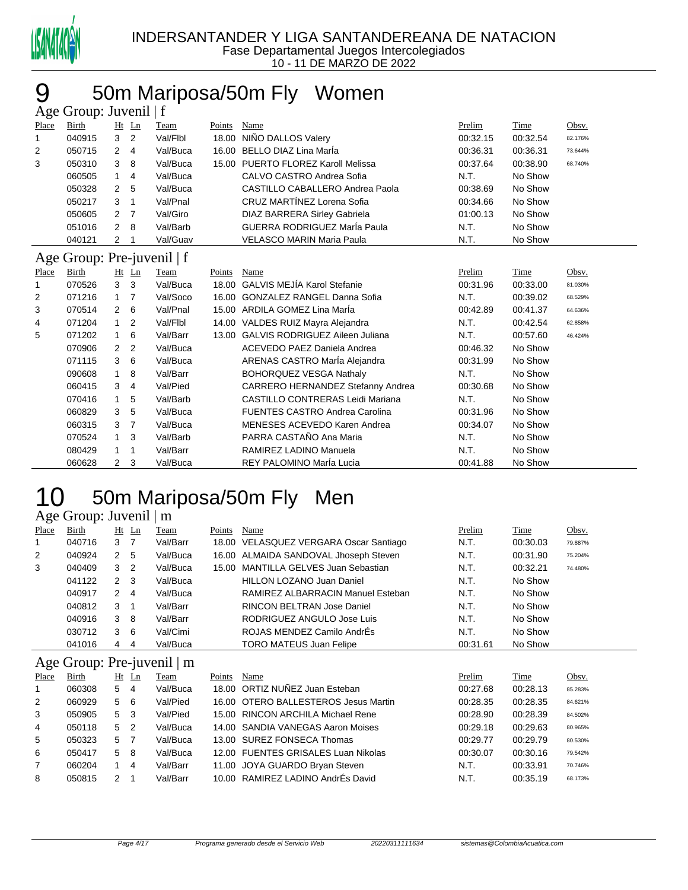INDERSANTANDER Y LIGA SANTANDEREANA DE NATACION
Fase Departamental Juegos Intercolegiados
10 - 11 DE MARZO DE 2022

# 9 50m Mariposa/50m Fly Women

## Age Group: Juvenil | f

| Place | Birth | Ht | Ln | Team | Points | Name | Prelim | Time | Obsv. |
|---|---|---|---|---|---|---|---|---|---|
| 1 | 040915 | 3 | 2 | Val/Flbl | 18.00 | NIÑO DALLOS Valery | 00:32.15 | 00:32.54 | 82.176% |
| 2 | 050715 | 2 | 4 | Val/Buca | 16.00 | BELLO DIAZ Lina MarÍa | 00:36.31 | 00:36.31 | 73.644% |
| 3 | 050310 | 3 | 8 | Val/Buca | 15.00 | PUERTO FLOREZ Karoll Melissa | 00:37.64 | 00:38.90 | 68.740% |
| | 060505 | 1 | 4 | Val/Buca | | CALVO CASTRO Andrea Sofia | N.T. | No Show | |
| | 050328 | 2 | 5 | Val/Buca | | CASTILLO CABALLERO Andrea Paola | 00:38.69 | No Show | |
| | 050217 | 3 | 1 | Val/Pnal | | CRUZ MARTÍNEZ Lorena Sofia | 00:34.66 | No Show | |
| | 050605 | 2 | 7 | Val/Giro | | DIAZ BARRERA Sirley Gabriela | 01:00.13 | No Show | |
| | 051016 | 2 | 8 | Val/Barb | | GUERRA RODRIGUEZ MarÍa Paula | N.T. | No Show | |
| | 040121 | 2 | 1 | Val/Guav | | VELASCO MARIN Maria Paula | N.T. | No Show | |

## Age Group: Pre-juvenil | f

| Place | Birth | Ht | Ln | Team | Points | Name | Prelim | Time | Obsv. |
|---|---|---|---|---|---|---|---|---|---|
| 1 | 070526 | 3 | 3 | Val/Buca | 18.00 | GALVIS MEJÍA Karol Stefanie | 00:31.96 | 00:33.00 | 81.030% |
| 2 | 071216 | 1 | 7 | Val/Soco | 16.00 | GONZALEZ RANGEL Danna Sofia | N.T. | 00:39.02 | 68.529% |
| 3 | 070514 | 2 | 6 | Val/Pnal | 15.00 | ARDILA GOMEZ Lina MarÍa | 00:42.89 | 00:41.37 | 64.636% |
| 4 | 071204 | 1 | 2 | Val/Flbl | 14.00 | VALDES RUIZ Mayra Alejandra | N.T. | 00:42.54 | 62.858% |
| 5 | 071202 | 1 | 6 | Val/Barr | 13.00 | GALVIS RODRIGUEZ Aileen Juliana | N.T. | 00:57.60 | 46.424% |
| | 070906 | 2 | 2 | Val/Buca | | ACEVEDO PAEZ Daniela Andrea | 00:46.32 | No Show | |
| | 071115 | 3 | 6 | Val/Buca | | ARENAS CASTRO MarÍa Alejandra | 00:31.99 | No Show | |
| | 090608 | 1 | 8 | Val/Barr | | BOHORQUEZ VESGA Nathaly | N.T. | No Show | |
| | 060415 | 3 | 4 | Val/Pied | | CARRERO HERNANDEZ Stefanny Andrea | 00:30.68 | No Show | |
| | 070416 | 1 | 5 | Val/Barb | | CASTILLO CONTRERAS Leidi Mariana | N.T. | No Show | |
| | 060829 | 3 | 5 | Val/Buca | | FUENTES CASTRO Andrea Carolina | 00:31.96 | No Show | |
| | 060315 | 3 | 7 | Val/Buca | | MENESES ACEVEDO Karen Andrea | 00:34.07 | No Show | |
| | 070524 | 1 | 3 | Val/Barb | | PARRA CASTAÑO Ana Maria | N.T. | No Show | |
| | 080429 | 1 | 1 | Val/Barr | | RAMIREZ LADINO Manuela | N.T. | No Show | |
| | 060628 | 2 | 3 | Val/Buca | | REY PALOMINO MarÍa Lucia | 00:41.88 | No Show | |

# 10 50m Mariposa/50m Fly Men

## Age Group: Juvenil | m

| Place | Birth | Ht | Ln | Team | Points | Name | Prelim | Time | Obsv. |
|---|---|---|---|---|---|---|---|---|---|
| 1 | 040716 | 3 | 7 | Val/Barr | 18.00 | VELASQUEZ VERGARA Oscar Santiago | N.T. | 00:30.03 | 79.887% |
| 2 | 040924 | 2 | 5 | Val/Buca | 16.00 | ALMAIDA SANDOVAL Jhoseph Steven | N.T. | 00:31.90 | 75.204% |
| 3 | 040409 | 3 | 2 | Val/Buca | 15.00 | MANTILLA GELVES Juan Sebastian | N.T. | 00:32.21 | 74.480% |
| | 041122 | 2 | 3 | Val/Buca | | HILLON LOZANO Juan Daniel | N.T. | No Show | |
| | 040917 | 2 | 4 | Val/Buca | | RAMIREZ ALBARRACIN Manuel Esteban | N.T. | No Show | |
| | 040812 | 3 | 1 | Val/Barr | | RINCON BELTRAN Jose Daniel | N.T. | No Show | |
| | 040916 | 3 | 8 | Val/Barr | | RODRIGUEZ ANGULO Jose Luis | N.T. | No Show | |
| | 030712 | 3 | 6 | Val/Cimi | | ROJAS MENDEZ Camilo AndrÉs | N.T. | No Show | |
| | 041016 | 4 | 4 | Val/Buca | | TORO MATEUS Juan Felipe | 00:31.61 | No Show | |

## Age Group: Pre-juvenil | m

| Place | Birth | Ht | Ln | Team | Points | Name | Prelim | Time | Obsv. |
|---|---|---|---|---|---|---|---|---|---|
| 1 | 060308 | 5 | 4 | Val/Buca | 18.00 | ORTIZ NUÑEZ Juan Esteban | 00:27.68 | 00:28.13 | 85.283% |
| 2 | 060929 | 5 | 6 | Val/Pied | 16.00 | OTERO BALLESTEROS Jesus Martin | 00:28.35 | 00:28.35 | 84.621% |
| 3 | 050905 | 5 | 3 | Val/Pied | 15.00 | RINCON ARCHILA Michael Rene | 00:28.90 | 00:28.39 | 84.502% |
| 4 | 050118 | 5 | 2 | Val/Buca | 14.00 | SANDIA VANEGAS Aaron Moises | 00:29.18 | 00:29.63 | 80.965% |
| 5 | 050323 | 5 | 7 | Val/Buca | 13.00 | SUREZ FONSECA Thomas | 00:29.77 | 00:29.79 | 80.530% |
| 6 | 050417 | 5 | 8 | Val/Buca | 12.00 | FUENTES TRISTANCHO GRISALES Luan Nikolas | 00:30.07 | 00:30.16 | 79.542% |
| 7 | 060204 | 1 | 4 | Val/Barr | 11.00 | JOYA GUARDO Bryan Steven | N.T. | 00:33.91 | 70.746% |
| 8 | 050815 | 2 | 1 | Val/Barr | 10.00 | RAMIREZ LADINO AndrÉs David | N.T. | 00:35.19 | 68.173% |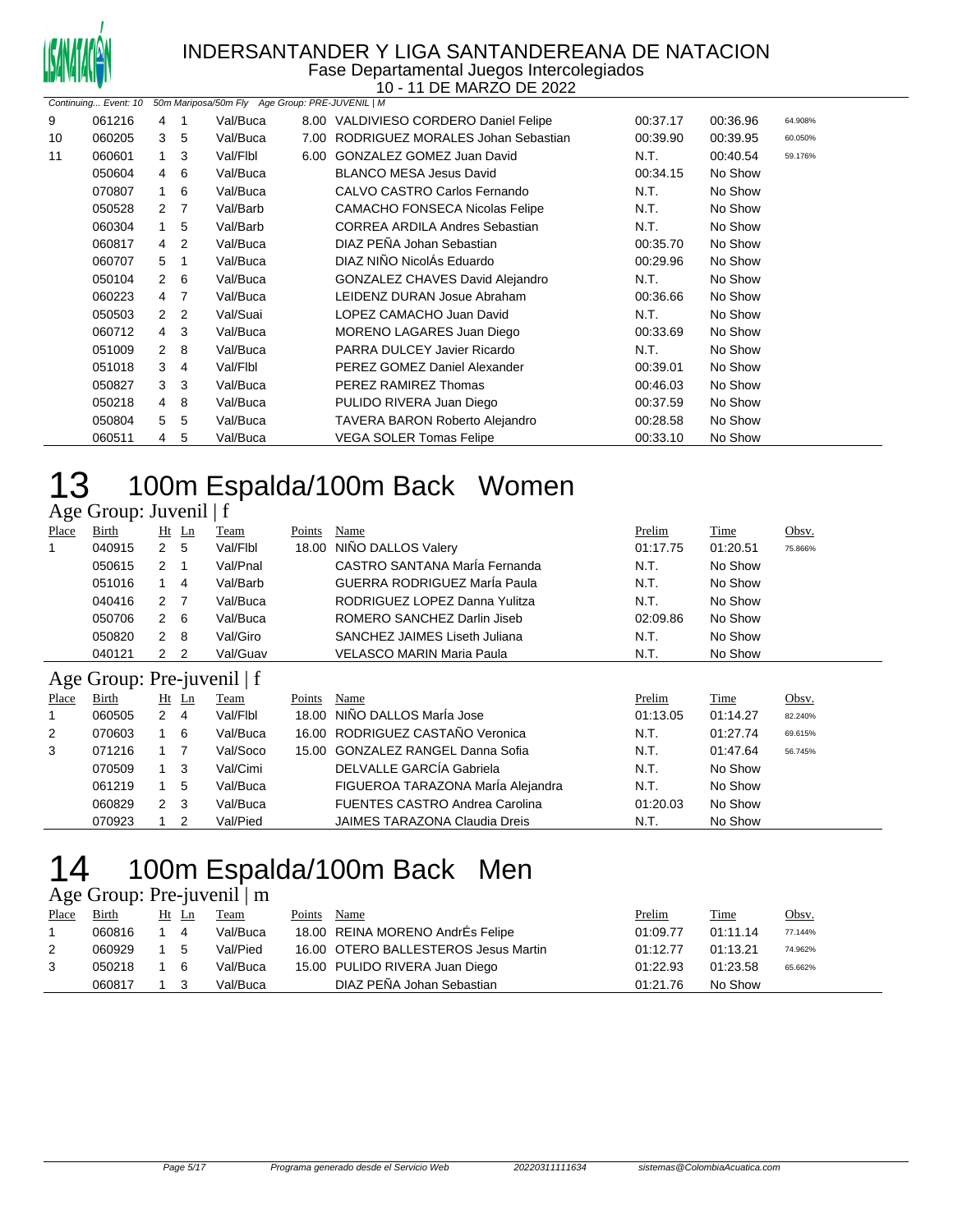Continuing... Event: 10 50m Mariposa/50m Fly Age Group: PRE-JUVENIL | M

| Place | Birth | Ht | Ln | Team | Points | Name | Prelim | Time | Obsv. |
|---|---|---|---|---|---|---|---|---|---|
| 9 | 061216 | 4 | 1 | Val/Buca | 8.00 | VALDIVIESO CORDERO Daniel Felipe | 00:37.17 | 00:36.96 | 64.908% |
| 10 | 060205 | 3 | 5 | Val/Buca | 7.00 | RODRIGUEZ MORALES Johan Sebastian | 00:39.90 | 00:39.95 | 60.050% |
| 11 | 060601 | 1 | 3 | Val/Flbl | 6.00 | GONZALEZ GOMEZ Juan David | N.T. | 00:40.54 | 59.176% |
| | 050604 | 4 | 6 | Val/Buca | | BLANCO MESA Jesus David | 00:34.15 | No Show | |
| | 070807 | 1 | 6 | Val/Buca | | CALVO CASTRO Carlos Fernando | N.T. | No Show | |
| | 050528 | 2 | 7 | Val/Barb | | CAMACHO FONSECA Nicolas Felipe | N.T. | No Show | |
| | 060304 | 1 | 5 | Val/Barb | | CORREA ARDILA Andres Sebastian | N.T. | No Show | |
| | 060817 | 4 | 2 | Val/Buca | | DIAZ PEÑA Johan Sebastian | 00:35.70 | No Show | |
| | 060707 | 5 | 1 | Val/Buca | | DIAZ NIÑO NicolÁs Eduardo | 00:29.96 | No Show | |
| | 050104 | 2 | 6 | Val/Buca | | GONZALEZ CHAVES David Alejandro | N.T. | No Show | |
| | 060223 | 4 | 7 | Val/Buca | | LEIDENZ DURAN Josue Abraham | 00:36.66 | No Show | |
| | 050503 | 2 | 2 | Val/Suai | | LOPEZ CAMACHO Juan David | N.T. | No Show | |
| | 060712 | 4 | 3 | Val/Buca | | MORENO LAGARES Juan Diego | 00:33.69 | No Show | |
| | 051009 | 2 | 8 | Val/Buca | | PARRA DULCEY Javier Ricardo | N.T. | No Show | |
| | 051018 | 3 | 4 | Val/Flbl | | PEREZ GOMEZ Daniel Alexander | 00:39.01 | No Show | |
| | 050827 | 3 | 3 | Val/Buca | | PEREZ RAMIREZ Thomas | 00:46.03 | No Show | |
| | 050218 | 4 | 8 | Val/Buca | | PULIDO RIVERA Juan Diego | 00:37.59 | No Show | |
| | 050804 | 5 | 5 | Val/Buca | | TAVERA BARON Roberto Alejandro | 00:28.58 | No Show | |
| | 060511 | 4 | 5 | Val/Buca | | VEGA SOLER Tomas Felipe | 00:33.10 | No Show | |

# 13 100m Espalda/100m Back Women

## Age Group: Juvenil | f

| Place | Birth | Ht | Ln | Team | Points | Name | Prelim | Time | Obsv. |
|---|---|---|---|---|---|---|---|---|---|
| 1 | 040915 | 2 | 5 | Val/Flbl | 18.00 | NIÑO DALLOS Valery | 01:17.75 | 01:20.51 | 75.866% |
| | 050615 | 2 | 1 | Val/Pnal | | CASTRO SANTANA MarÍa Fernanda | N.T. | No Show | |
| | 051016 | 1 | 4 | Val/Barb | | GUERRA RODRIGUEZ MarÍa Paula | N.T. | No Show | |
| | 040416 | 2 | 7 | Val/Buca | | RODRIGUEZ LOPEZ Danna Yulitza | N.T. | No Show | |
| | 050706 | 2 | 6 | Val/Buca | | ROMERO SANCHEZ Darlin Jiseb | 02:09.86 | No Show | |
| | 050820 | 2 | 8 | Val/Giro | | SANCHEZ JAIMES Liseth Juliana | N.T. | No Show | |
| | 040121 | 2 | 2 | Val/Guav | | VELASCO MARIN Maria Paula | N.T. | No Show | |

## Age Group: Pre-juvenil | f

| Place | Birth | Ht | Ln | Team | Points | Name | Prelim | Time | Obsv. |
|---|---|---|---|---|---|---|---|---|---|
| 1 | 060505 | 2 | 4 | Val/Flbl | 18.00 | NIÑO DALLOS MarÍa Jose | 01:13.05 | 01:14.27 | 82.240% |
| 2 | 070603 | 1 | 6 | Val/Buca | 16.00 | RODRIGUEZ CASTAÑO Veronica | N.T. | 01:27.74 | 69.615% |
| 3 | 071216 | 1 | 7 | Val/Soco | 15.00 | GONZALEZ RANGEL Danna Sofia | N.T. | 01:47.64 | 56.745% |
| | 070509 | 1 | 3 | Val/Cimi | | DELVALLE GARCÍA Gabriela | N.T. | No Show | |
| | 061219 | 1 | 5 | Val/Buca | | FIGUEROA TARAZONA MarÍa Alejandra | N.T. | No Show | |
| | 060829 | 2 | 3 | Val/Buca | | FUENTES CASTRO Andrea Carolina | 01:20.03 | No Show | |
| | 070923 | 1 | 2 | Val/Pied | | JAIMES TARAZONA Claudia Dreis | N.T. | No Show | |

# 14 100m Espalda/100m Back Men

## Age Group: Pre-juvenil | m

| Place | Birth | Ht | Ln | Team | Points | Name | Prelim | Time | Obsv. |
|---|---|---|---|---|---|---|---|---|---|
| 1 | 060816 | 1 | 4 | Val/Buca | 18.00 | REINA MORENO AndrÉs Felipe | 01:09.77 | 01:11.14 | 77.144% |
| 2 | 060929 | 1 | 5 | Val/Pied | 16.00 | OTERO BALLESTEROS Jesus Martin | 01:12.77 | 01:13.21 | 74.962% |
| 3 | 050218 | 1 | 6 | Val/Buca | 15.00 | PULIDO RIVERA Juan Diego | 01:22.93 | 01:23.58 | 65.662% |
| | 060817 | 1 | 3 | Val/Buca | | DIAZ PEÑA Johan Sebastian | 01:21.76 | No Show | |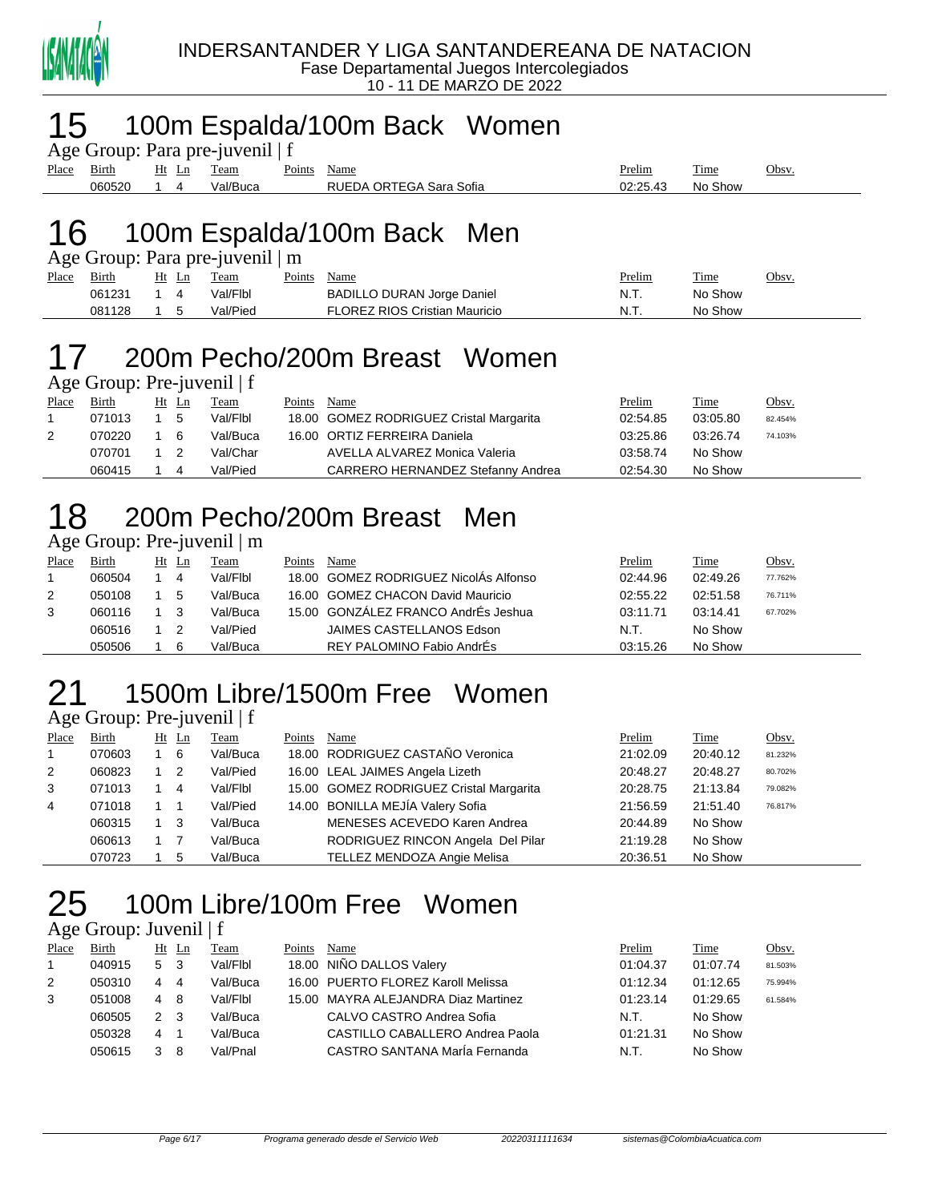INDERSANTANDER Y LIGA SANTANDEREANA DE NATACION

Fase Departamental Juegos Intercolegiados

10 - 11 DE MARZO DE 2022

# 15 100m Espalda/100m Back Women

Age Group: Para pre-juvenil | f

| Place | Birth | Ht | Ln | Team | Points | Name | Prelim | Time | Obsv. |
|---|---|---|---|---|---|---|---|---|---|
| | 060520 | 1 | 4 | Val/Buca | | RUEDA ORTEGA Sara Sofia | 02:25.43 | No Show | |

# 16 100m Espalda/100m Back Men

Age Group: Para pre-juvenil | m

| Place | Birth | Ht | Ln | Team | Points | Name | Prelim | Time | Obsv. |
|---|---|---|---|---|---|---|---|---|---|
| | 061231 | 1 | 4 | Val/Flbl | | BADILLO DURAN Jorge Daniel | N.T. | No Show | |
| | 081128 | 1 | 5 | Val/Pied | | FLOREZ RIOS Cristian Mauricio | N.T. | No Show | |

# 17 200m Pecho/200m Breast Women

Age Group: Pre-juvenil | f

| Place | Birth | Ht | Ln | Team | Points | Name | Prelim | Time | Obsv. |
|---|---|---|---|---|---|---|---|---|---|
| 1 | 071013 | 1 | 5 | Val/Flbl | 18.00 | GOMEZ RODRIGUEZ Cristal Margarita | 02:54.85 | 03:05.80 | 82.454% |
| 2 | 070220 | 1 | 6 | Val/Buca | 16.00 | ORTIZ FERREIRA Daniela | 03:25.86 | 03:26.74 | 74.103% |
| | 070701 | 1 | 2 | Val/Char | | AVELLA ALVAREZ Monica Valeria | 03:58.74 | No Show | |
| | 060415 | 1 | 4 | Val/Pied | | CARRERO HERNANDEZ Stefanny Andrea | 02:54.30 | No Show | |

# 18 200m Pecho/200m Breast Men

Age Group: Pre-juvenil | m

| Place | Birth | Ht | Ln | Team | Points | Name | Prelim | Time | Obsv. |
|---|---|---|---|---|---|---|---|---|---|
| 1 | 060504 | 1 | 4 | Val/Flbl | 18.00 | GOMEZ RODRIGUEZ NicolÁs Alfonso | 02:44.96 | 02:49.26 | 77.762% |
| 2 | 050108 | 1 | 5 | Val/Buca | 16.00 | GOMEZ CHACON David Mauricio | 02:55.22 | 02:51.58 | 76.711% |
| 3 | 060116 | 1 | 3 | Val/Buca | 15.00 | GONZÁLEZ FRANCO AndrÉs Jeshua | 03:11.71 | 03:14.41 | 67.702% |
| | 060516 | 1 | 2 | Val/Pied | | JAIMES CASTELLANOS Edson | N.T. | No Show | |
| | 050506 | 1 | 6 | Val/Buca | | REY PALOMINO Fabio AndrÉs | 03:15.26 | No Show | |

# 21 1500m Libre/1500m Free Women

Age Group: Pre-juvenil | f

| Place | Birth | Ht | Ln | Team | Points | Name | Prelim | Time | Obsv. |
|---|---|---|---|---|---|---|---|---|---|
| 1 | 070603 | 1 | 6 | Val/Buca | 18.00 | RODRIGUEZ CASTAÑO Veronica | 21:02.09 | 20:40.12 | 81.232% |
| 2 | 060823 | 1 | 2 | Val/Pied | 16.00 | LEAL JAIMES Angela Lizeth | 20:48.27 | 20:48.27 | 80.702% |
| 3 | 071013 | 1 | 4 | Val/Flbl | 15.00 | GOMEZ RODRIGUEZ Cristal Margarita | 20:28.75 | 21:13.84 | 79.082% |
| 4 | 071018 | 1 | 1 | Val/Pied | 14.00 | BONILLA MEJÍA Valery Sofia | 21:56.59 | 21:51.40 | 76.817% |
| | 060315 | 1 | 3 | Val/Buca | | MENESES ACEVEDO Karen Andrea | 20:44.89 | No Show | |
| | 060613 | 1 | 7 | Val/Buca | | RODRIGUEZ RINCON Angela Del Pilar | 21:19.28 | No Show | |
| | 070723 | 1 | 5 | Val/Buca | | TELLEZ MENDOZA Angie Melisa | 20:36.51 | No Show | |

# 25 100m Libre/100m Free Women

Age Group: Juvenil | f

| Place | Birth | Ht | Ln | Team | Points | Name | Prelim | Time | Obsv. |
|---|---|---|---|---|---|---|---|---|---|
| 1 | 040915 | 5 | 3 | Val/Flbl | 18.00 | NIÑO DALLOS Valery | 01:04.37 | 01:07.74 | 81.503% |
| 2 | 050310 | 4 | 4 | Val/Buca | 16.00 | PUERTO FLOREZ Karoll Melissa | 01:12.34 | 01:12.65 | 75.994% |
| 3 | 051008 | 4 | 8 | Val/Flbl | 15.00 | MAYRA ALEJANDRA Diaz Martinez | 01:23.14 | 01:29.65 | 61.584% |
| | 060505 | 2 | 3 | Val/Buca | | CALVO CASTRO Andrea Sofia | N.T. | No Show | |
| | 050328 | 4 | 1 | Val/Buca | | CASTILLO CABALLERO Andrea Paola | 01:21.31 | No Show | |
| | 050615 | 3 | 8 | Val/Pnal | | CASTRO SANTANA MarÍa Fernanda | N.T. | No Show | |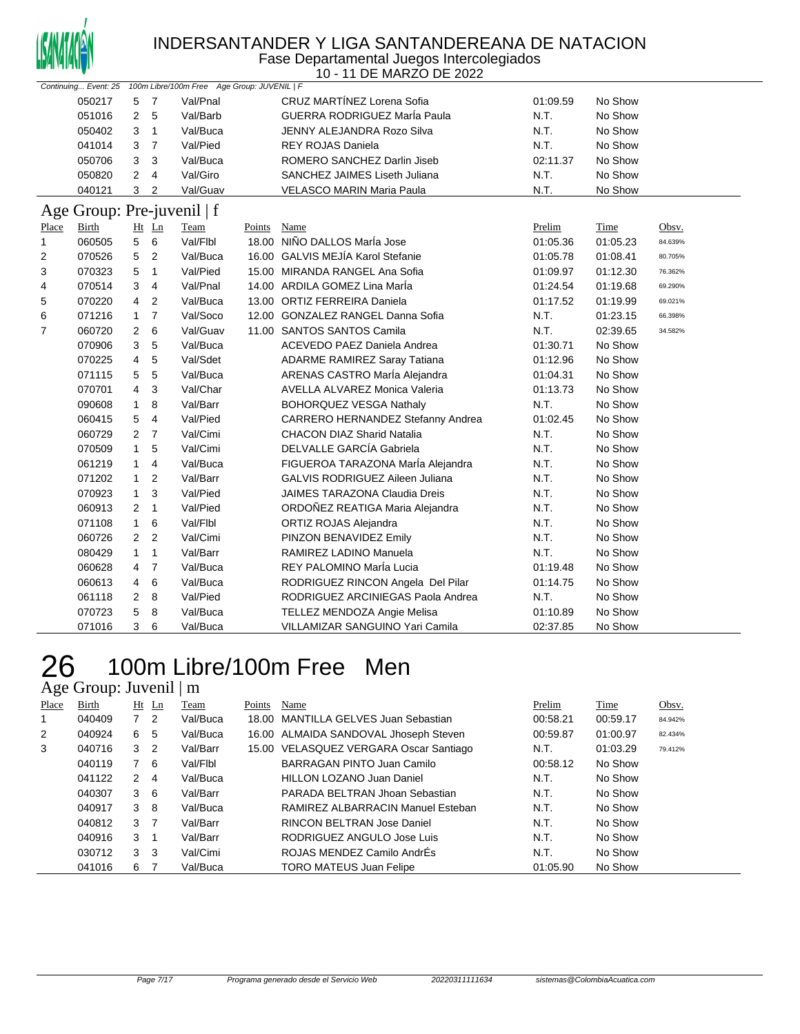# INDERSANTANDER Y LIGA SANTANDEREANA DE NATACION

Fase Departamental Juegos Intercolegiados

10 - 11 DE MARZO DE 2022

*Continuing... Event: 25 100m Libre/100m Free Age Group: JUVENIL | F*

| Place | Birth | Ht | Ln | Team | Points | Name | Prelim | Time | Obsv. |
|---|---|---|---|---|---|---|---|---|---|
| | 050217 | 5 | 7 | Val/Pnal | | CRUZ MARTÍNEZ Lorena Sofia | 01:09.59 | No Show | |
| | 051016 | 2 | 5 | Val/Barb | | GUERRA RODRIGUEZ MarÍa Paula | N.T. | No Show | |
| | 050402 | 3 | 1 | Val/Buca | | JENNY ALEJANDRA Rozo Silva | N.T. | No Show | |
| | 041014 | 3 | 7 | Val/Pied | | REY ROJAS Daniela | N.T. | No Show | |
| | 050706 | 3 | 3 | Val/Buca | | ROMERO SANCHEZ Darlin Jiseb | 02:11.37 | No Show | |
| | 050820 | 2 | 4 | Val/Giro | | SANCHEZ JAIMES Liseth Juliana | N.T. | No Show | |
| | 040121 | 3 | 2 | Val/Guav | | VELASCO MARIN Maria Paula | N.T. | No Show | |

## Age Group: Pre-juvenil | f

| Place | Birth | Ht | Ln | Team | Points | Name | Prelim | Time | Obsv. |
|---|---|---|---|---|---|---|---|---|---|
| 1 | 060505 | 5 | 6 | Val/Flbl | 18.00 | NIÑO DALLOS MarÍa Jose | 01:05.36 | 01:05.23 | 84.639% |
| 2 | 070526 | 5 | 2 | Val/Buca | 16.00 | GALVIS MEJÍA Karol Stefanie | 01:05.78 | 01:08.41 | 80.705% |
| 3 | 070323 | 5 | 1 | Val/Pied | 15.00 | MIRANDA RANGEL Ana Sofia | 01:09.97 | 01:12.30 | 76.362% |
| 4 | 070514 | 3 | 4 | Val/Pnal | 14.00 | ARDILA GOMEZ Lina MarÍa | 01:24.54 | 01:19.68 | 69.290% |
| 5 | 070220 | 4 | 2 | Val/Buca | 13.00 | ORTIZ FERREIRA Daniela | 01:17.52 | 01:19.99 | 69.021% |
| 6 | 071216 | 1 | 7 | Val/Soco | 12.00 | GONZALEZ RANGEL Danna Sofia | N.T. | 01:23.15 | 66.398% |
| 7 | 060720 | 2 | 6 | Val/Guav | 11.00 | SANTOS SANTOS Camila | N.T. | 02:39.65 | 34.582% |
| | 070906 | 3 | 5 | Val/Buca | | ACEVEDO PAEZ Daniela Andrea | 01:30.71 | No Show | |
| | 070225 | 4 | 5 | Val/Sdet | | ADARME RAMIREZ Saray Tatiana | 01:12.96 | No Show | |
| | 071115 | 5 | 5 | Val/Buca | | ARENAS CASTRO MarÍa Alejandra | 01:04.31 | No Show | |
| | 070701 | 4 | 3 | Val/Char | | AVELLA ALVAREZ Monica Valeria | 01:13.73 | No Show | |
| | 090608 | 1 | 8 | Val/Barr | | BOHORQUEZ VESGA Nathaly | N.T. | No Show | |
| | 060415 | 5 | 4 | Val/Pied | | CARRERO HERNANDEZ Stefanny Andrea | 01:02.45 | No Show | |
| | 060729 | 2 | 7 | Val/Cimi | | CHACON DIAZ Sharid Natalia | N.T. | No Show | |
| | 070509 | 1 | 5 | Val/Cimi | | DELVALLE GARCÍA Gabriela | N.T. | No Show | |
| | 061219 | 1 | 4 | Val/Buca | | FIGUEROA TARAZONA MarÍa Alejandra | N.T. | No Show | |
| | 071202 | 1 | 2 | Val/Barr | | GALVIS RODRIGUEZ Aileen Juliana | N.T. | No Show | |
| | 070923 | 1 | 3 | Val/Pied | | JAIMES TARAZONA Claudia Dreis | N.T. | No Show | |
| | 060913 | 2 | 1 | Val/Pied | | ORDOÑEZ REATIGA Maria Alejandra | N.T. | No Show | |
| | 071108 | 1 | 6 | Val/Flbl | | ORTIZ ROJAS Alejandra | N.T. | No Show | |
| | 060726 | 2 | 2 | Val/Cimi | | PINZON BENAVIDEZ Emily | N.T. | No Show | |
| | 080429 | 1 | 1 | Val/Barr | | RAMIREZ LADINO Manuela | N.T. | No Show | |
| | 060628 | 4 | 7 | Val/Buca | | REY PALOMINO MarÍa Lucia | 01:19.48 | No Show | |
| | 060613 | 4 | 6 | Val/Buca | | RODRIGUEZ RINCON Angela Del Pilar | 01:14.75 | No Show | |
| | 061118 | 2 | 8 | Val/Pied | | RODRIGUEZ ARCINIEGAS Paola Andrea | N.T. | No Show | |
| | 070723 | 5 | 8 | Val/Buca | | TELLEZ MENDOZA Angie Melisa | 01:10.89 | No Show | |
| | 071016 | 3 | 6 | Val/Buca | | VILLAMIZAR SANGUINO Yari Camila | 02:37.85 | No Show | |

# 26 100m Libre/100m Free Men

## Age Group: Juvenil | m

| Place | Birth | Ht | Ln | Team | Points | Name | Prelim | Time | Obsv. |
|---|---|---|---|---|---|---|---|---|---|
| 1 | 040409 | 7 | 2 | Val/Buca | 18.00 | MANTILLA GELVES Juan Sebastian | 00:58.21 | 00:59.17 | 84.942% |
| 2 | 040924 | 6 | 5 | Val/Buca | 16.00 | ALMAIDA SANDOVAL Jhoseph Steven | 00:59.87 | 01:00.97 | 82.434% |
| 3 | 040716 | 3 | 2 | Val/Barr | 15.00 | VELASQUEZ VERGARA Oscar Santiago | N.T. | 01:03.29 | 79.412% |
| | 040119 | 7 | 6 | Val/Flbl | | BARRAGAN PINTO Juan Camilo | 00:58.12 | No Show | |
| | 041122 | 2 | 4 | Val/Buca | | HILLON LOZANO Juan Daniel | N.T. | No Show | |
| | 040307 | 3 | 6 | Val/Barr | | PARADA BELTRAN Jhoan Sebastian | N.T. | No Show | |
| | 040917 | 3 | 8 | Val/Buca | | RAMIREZ ALBARRACIN Manuel Esteban | N.T. | No Show | |
| | 040812 | 3 | 7 | Val/Barr | | RINCON BELTRAN Jose Daniel | N.T. | No Show | |
| | 040916 | 3 | 1 | Val/Barr | | RODRIGUEZ ANGULO Jose Luis | N.T. | No Show | |
| | 030712 | 3 | 3 | Val/Cimi | | ROJAS MENDEZ Camilo AndrÉs | N.T. | No Show | |
| | 041016 | 6 | 7 | Val/Buca | | TORO MATEUS Juan Felipe | 01:05.90 | No Show | |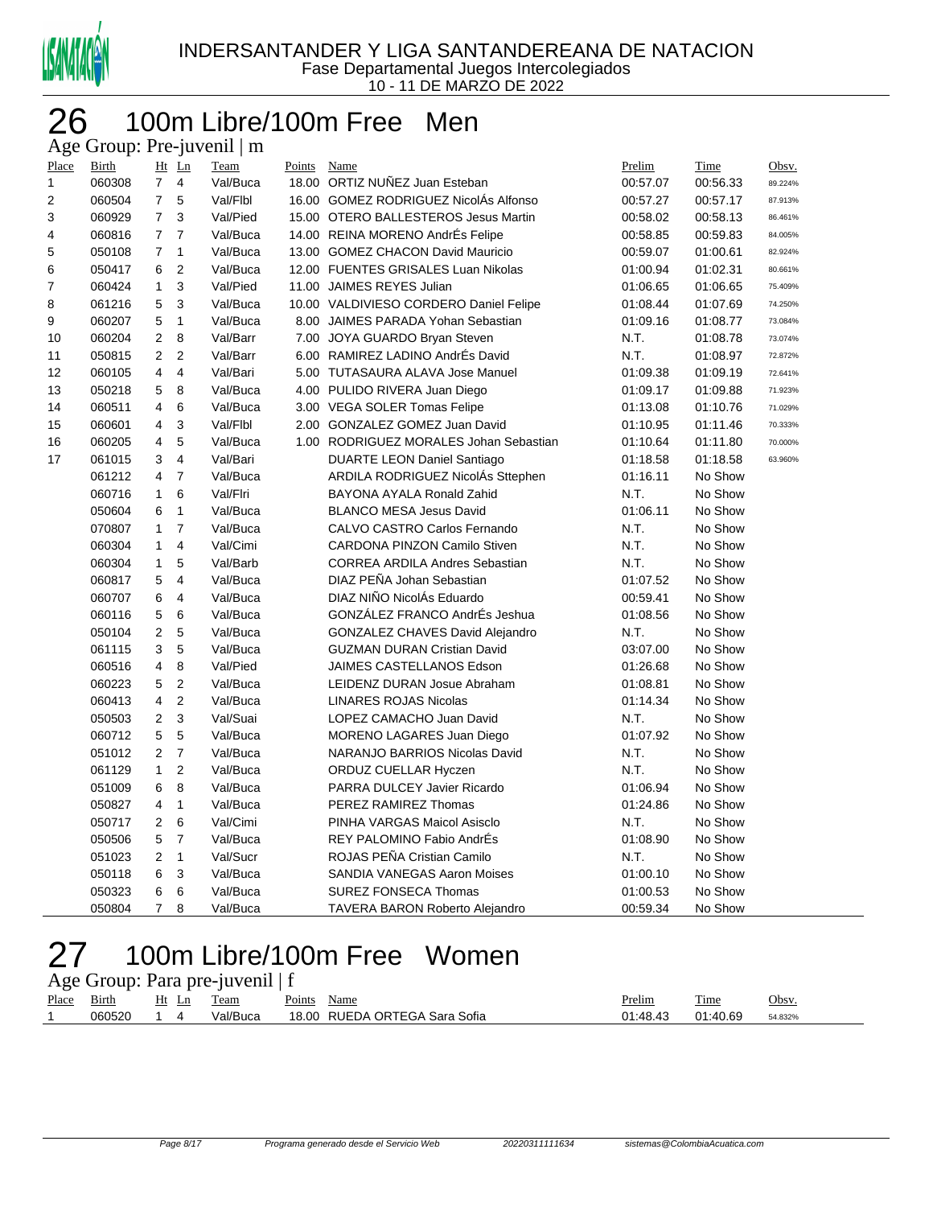INDERSANTANDER Y LIGA SANTANDEREANA DE NATACION
Fase Departamental Juegos Intercolegiados
10 - 11 DE MARZO DE 2022

# 26 100m Libre/100m Free Men

Age Group: Pre-juvenil | m

| Place | Birth | Ht | Ln | Team | Points | Name | Prelim | Time | Obsv. |
|---|---|---|---|---|---|---|---|---|---|
| 1 | 060308 | 7 | 4 | Val/Buca | 18.00 | ORTIZ NUÑEZ Juan Esteban | 00:57.07 | 00:56.33 | 89.224% |
| 2 | 060504 | 7 | 5 | Val/Flbl | 16.00 | GOMEZ RODRIGUEZ NicolÁs Alfonso | 00:57.27 | 00:57.17 | 87.913% |
| 3 | 060929 | 7 | 3 | Val/Pied | 15.00 | OTERO BALLESTEROS Jesus Martin | 00:58.02 | 00:58.13 | 86.461% |
| 4 | 060816 | 7 | 7 | Val/Buca | 14.00 | REINA MORENO AndrÉs Felipe | 00:58.85 | 00:59.83 | 84.005% |
| 5 | 050108 | 7 | 1 | Val/Buca | 13.00 | GOMEZ CHACON David Mauricio | 00:59.07 | 01:00.61 | 82.924% |
| 6 | 050417 | 6 | 2 | Val/Buca | 12.00 | FUENTES GRISALES Luan Nikolas | 01:00.94 | 01:02.31 | 80.661% |
| 7 | 060424 | 1 | 3 | Val/Pied | 11.00 | JAIMES REYES Julian | 01:06.65 | 01:06.65 | 75.409% |
| 8 | 061216 | 5 | 3 | Val/Buca | 10.00 | VALDIVIESO CORDERO Daniel Felipe | 01:08.44 | 01:07.69 | 74.250% |
| 9 | 060207 | 5 | 1 | Val/Buca | 8.00 | JAIMES PARADA Yohan Sebastian | 01:09.16 | 01:08.77 | 73.084% |
| 10 | 060204 | 2 | 8 | Val/Barr | 7.00 | JOYA GUARDO Bryan Steven | N.T. | 01:08.78 | 73.074% |
| 11 | 050815 | 2 | 2 | Val/Barr | 6.00 | RAMIREZ LADINO AndrÉs David | N.T. | 01:08.97 | 72.872% |
| 12 | 060105 | 4 | 4 | Val/Bari | 5.00 | TUTASAURA ALAVA Jose Manuel | 01:09.38 | 01:09.19 | 72.641% |
| 13 | 050218 | 5 | 8 | Val/Buca | 4.00 | PULIDO RIVERA Juan Diego | 01:09.17 | 01:09.88 | 71.923% |
| 14 | 060511 | 4 | 6 | Val/Buca | 3.00 | VEGA SOLER Tomas Felipe | 01:13.08 | 01:10.76 | 71.029% |
| 15 | 060601 | 4 | 3 | Val/Flbl | 2.00 | GONZALEZ GOMEZ Juan David | 01:10.95 | 01:11.46 | 70.333% |
| 16 | 060205 | 4 | 5 | Val/Buca | 1.00 | RODRIGUEZ MORALES Johan Sebastian | 01:10.64 | 01:11.80 | 70.000% |
| 17 | 061015 | 3 | 4 | Val/Bari | | DUARTE LEON Daniel Santiago | 01:18.58 | 01:18.58 | 63.960% |
| | 061212 | 4 | 7 | Val/Buca | | ARDILA RODRIGUEZ NicolÁs Sttephen | 01:16.11 | No Show | |
| | 060716 | 1 | 6 | Val/Flri | | BAYONA AYALA Ronald Zahid | N.T. | No Show | |
| | 050604 | 6 | 1 | Val/Buca | | BLANCO MESA Jesus David | 01:06.11 | No Show | |
| | 070807 | 1 | 7 | Val/Buca | | CALVO CASTRO Carlos Fernando | N.T. | No Show | |
| | 060304 | 1 | 4 | Val/Cimi | | CARDONA PINZON Camilo Stiven | N.T. | No Show | |
| | 060304 | 1 | 5 | Val/Barb | | CORREA ARDILA Andres Sebastian | N.T. | No Show | |
| | 060817 | 5 | 4 | Val/Buca | | DIAZ PEÑA Johan Sebastian | 01:07.52 | No Show | |
| | 060707 | 6 | 4 | Val/Buca | | DIAZ NIÑO NicolÁs Eduardo | 00:59.41 | No Show | |
| | 060116 | 5 | 6 | Val/Buca | | GONZÁLEZ FRANCO AndrÉs Jeshua | 01:08.56 | No Show | |
| | 050104 | 2 | 5 | Val/Buca | | GONZALEZ CHAVES David Alejandro | N.T. | No Show | |
| | 061115 | 3 | 5 | Val/Buca | | GUZMAN DURAN Cristian David | 03:07.00 | No Show | |
| | 060516 | 4 | 8 | Val/Pied | | JAIMES CASTELLANOS Edson | 01:26.68 | No Show | |
| | 060223 | 5 | 2 | Val/Buca | | LEIDENZ DURAN Josue Abraham | 01:08.81 | No Show | |
| | 060413 | 4 | 2 | Val/Buca | | LINARES ROJAS Nicolas | 01:14.34 | No Show | |
| | 050503 | 2 | 3 | Val/Suai | | LOPEZ CAMACHO Juan David | N.T. | No Show | |
| | 060712 | 5 | 5 | Val/Buca | | MORENO LAGARES Juan Diego | 01:07.92 | No Show | |
| | 051012 | 2 | 7 | Val/Buca | | NARANJO BARRIOS Nicolas David | N.T. | No Show | |
| | 061129 | 1 | 2 | Val/Buca | | ORDUZ CUELLAR Hyczen | N.T. | No Show | |
| | 051009 | 6 | 8 | Val/Buca | | PARRA DULCEY Javier Ricardo | 01:06.94 | No Show | |
| | 050827 | 4 | 1 | Val/Buca | | PEREZ RAMIREZ Thomas | 01:24.86 | No Show | |
| | 050717 | 2 | 6 | Val/Cimi | | PINHA VARGAS Maicol Asisclo | N.T. | No Show | |
| | 050506 | 5 | 7 | Val/Buca | | REY PALOMINO Fabio AndrÉs | 01:08.90 | No Show | |
| | 051023 | 2 | 1 | Val/Sucr | | ROJAS PEÑA Cristian Camilo | N.T. | No Show | |
| | 050118 | 6 | 3 | Val/Buca | | SANDIA VANEGAS Aaron Moises | 01:00.10 | No Show | |
| | 050323 | 6 | 6 | Val/Buca | | SUREZ FONSECA Thomas | 01:00.53 | No Show | |
| | 050804 | 7 | 8 | Val/Buca | | TAVERA BARON Roberto Alejandro | 00:59.34 | No Show | |

# 27 100m Libre/100m Free Women

Age Group: Para pre-juvenil | f

| Place | Birth | Ht | Ln | Team | Points | Name | Prelim | Time | Obsv. |
|---|---|---|---|---|---|---|---|---|---|
| 1 | 060520 | 1 | 4 | Val/Buca | 18.00 | RUEDA ORTEGA Sara Sofia | 01:48.43 | 01:40.69 | 54.832% |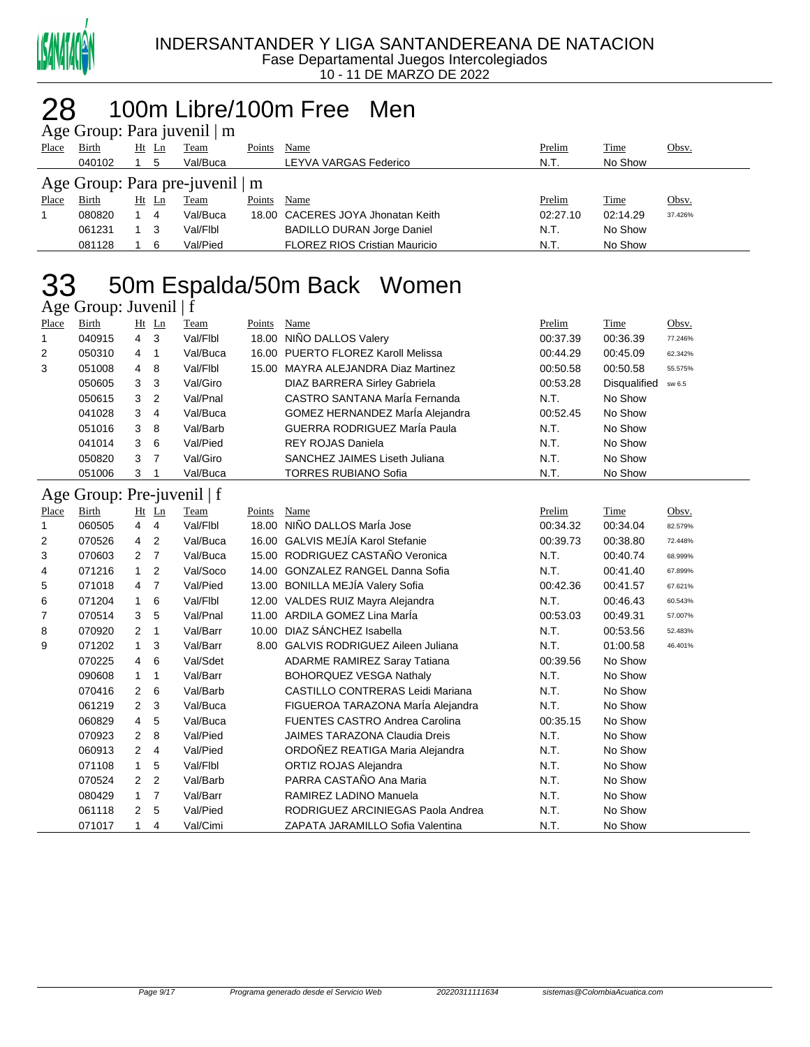INDERSANTANDER Y LIGA SANTANDEREANA DE NATACION
Fase Departamental Juegos Intercolegiados
10 - 11 DE MARZO DE 2022

# 28 100m Libre/100m Free Men

## Age Group: Para juvenil | m

| Place | Birth | Ht | Ln | Team | Points | Name | Prelim | Time | Obsv. |
|---|---|---|---|---|---|---|---|---|---|
| | 040102 | 1 | 5 | Val/Buca | | LEYVA VARGAS Federico | N.T. | No Show | |

## Age Group: Para pre-juvenil | m

| Place | Birth | Ht | Ln | Team | Points | Name | Prelim | Time | Obsv. |
|---|---|---|---|---|---|---|---|---|---|
| 1 | 080820 | 1 | 4 | Val/Buca | 18.00 | CACERES JOYA Jhonatan Keith | 02:27.10 | 02:14.29 | 37.426% |
| | 061231 | 1 | 3 | Val/Flbl | | BADILLO DURAN Jorge Daniel | N.T. | No Show | |
| | 081128 | 1 | 6 | Val/Pied | | FLOREZ RIOS Cristian Mauricio | N.T. | No Show | |

# 33 50m Espalda/50m Back Women

## Age Group: Juvenil | f

| Place | Birth | Ht | Ln | Team | Points | Name | Prelim | Time | Obsv. |
|---|---|---|---|---|---|---|---|---|---|
| 1 | 040915 | 4 | 3 | Val/Flbl | 18.00 | NIÑO DALLOS Valery | 00:37.39 | 00:36.39 | 77.246% |
| 2 | 050310 | 4 | 1 | Val/Buca | 16.00 | PUERTO FLOREZ Karoll Melissa | 00:44.29 | 00:45.09 | 62.342% |
| 3 | 051008 | 4 | 8 | Val/Flbl | 15.00 | MAYRA ALEJANDRA Diaz Martinez | 00:50.58 | 00:50.58 | 55.575% |
| | 050605 | 3 | 3 | Val/Giro | | DIAZ BARRERA Sirley Gabriela | 00:53.28 | Disqualified | sw 6.5 |
| | 050615 | 3 | 2 | Val/Pnal | | CASTRO SANTANA MarÍa Fernanda | N.T. | No Show | |
| | 041028 | 3 | 4 | Val/Buca | | GOMEZ HERNANDEZ MarÍa Alejandra | 00:52.45 | No Show | |
| | 051016 | 3 | 8 | Val/Barb | | GUERRA RODRIGUEZ MarÍa Paula | N.T. | No Show | |
| | 041014 | 3 | 6 | Val/Pied | | REY ROJAS Daniela | N.T. | No Show | |
| | 050820 | 3 | 7 | Val/Giro | | SANCHEZ JAIMES Liseth Juliana | N.T. | No Show | |
| | 051006 | 3 | 1 | Val/Buca | | TORRES RUBIANO Sofia | N.T. | No Show | |

## Age Group: Pre-juvenil | f

| Place | Birth | Ht | Ln | Team | Points | Name | Prelim | Time | Obsv. |
|---|---|---|---|---|---|---|---|---|---|
| 1 | 060505 | 4 | 4 | Val/Flbl | 18.00 | NIÑO DALLOS MarÍa Jose | 00:34.32 | 00:34.04 | 82.579% |
| 2 | 070526 | 4 | 2 | Val/Buca | 16.00 | GALVIS MEJÍA Karol Stefanie | 00:39.73 | 00:38.80 | 72.448% |
| 3 | 070603 | 2 | 7 | Val/Buca | 15.00 | RODRIGUEZ CASTAÑO Veronica | N.T. | 00:40.74 | 68.999% |
| 4 | 071216 | 1 | 2 | Val/Soco | 14.00 | GONZALEZ RANGEL Danna Sofia | N.T. | 00:41.40 | 67.899% |
| 5 | 071018 | 4 | 7 | Val/Pied | 13.00 | BONILLA MEJÍA Valery Sofia | 00:42.36 | 00:41.57 | 67.621% |
| 6 | 071204 | 1 | 6 | Val/Flbl | 12.00 | VALDES RUIZ Mayra Alejandra | N.T. | 00:46.43 | 60.543% |
| 7 | 070514 | 3 | 5 | Val/Pnal | 11.00 | ARDILA GOMEZ Lina MarÍa | 00:53.03 | 00:49.31 | 57.007% |
| 8 | 070920 | 2 | 1 | Val/Barr | 10.00 | DIAZ SÁNCHEZ Isabella | N.T. | 00:53.56 | 52.483% |
| 9 | 071202 | 1 | 3 | Val/Barr | 8.00 | GALVIS RODRIGUEZ Aileen Juliana | N.T. | 01:00.58 | 46.401% |
| | 070225 | 4 | 6 | Val/Sdet | | ADARME RAMIREZ Saray Tatiana | 00:39.56 | No Show | |
| | 090608 | 1 | 1 | Val/Barr | | BOHORQUEZ VESGA Nathaly | N.T. | No Show | |
| | 070416 | 2 | 6 | Val/Barb | | CASTILLO CONTRERAS Leidi Mariana | N.T. | No Show | |
| | 061219 | 2 | 3 | Val/Buca | | FIGUEROA TARAZONA MarÍa Alejandra | N.T. | No Show | |
| | 060829 | 4 | 5 | Val/Buca | | FUENTES CASTRO Andrea Carolina | 00:35.15 | No Show | |
| | 070923 | 2 | 8 | Val/Pied | | JAIMES TARAZONA Claudia Dreis | N.T. | No Show | |
| | 060913 | 2 | 4 | Val/Pied | | ORDOÑEZ REATIGA Maria Alejandra | N.T. | No Show | |
| | 071108 | 1 | 5 | Val/Flbl | | ORTIZ ROJAS Alejandra | N.T. | No Show | |
| | 070524 | 2 | 2 | Val/Barb | | PARRA CASTAÑO Ana Maria | N.T. | No Show | |
| | 080429 | 1 | 7 | Val/Barr | | RAMIREZ LADINO Manuela | N.T. | No Show | |
| | 061118 | 2 | 5 | Val/Pied | | RODRIGUEZ ARCINIEGAS Paola Andrea | N.T. | No Show | |
| | 071017 | 1 | 4 | Val/Cimi | | ZAPATA JARAMILLO Sofia Valentina | N.T. | No Show | |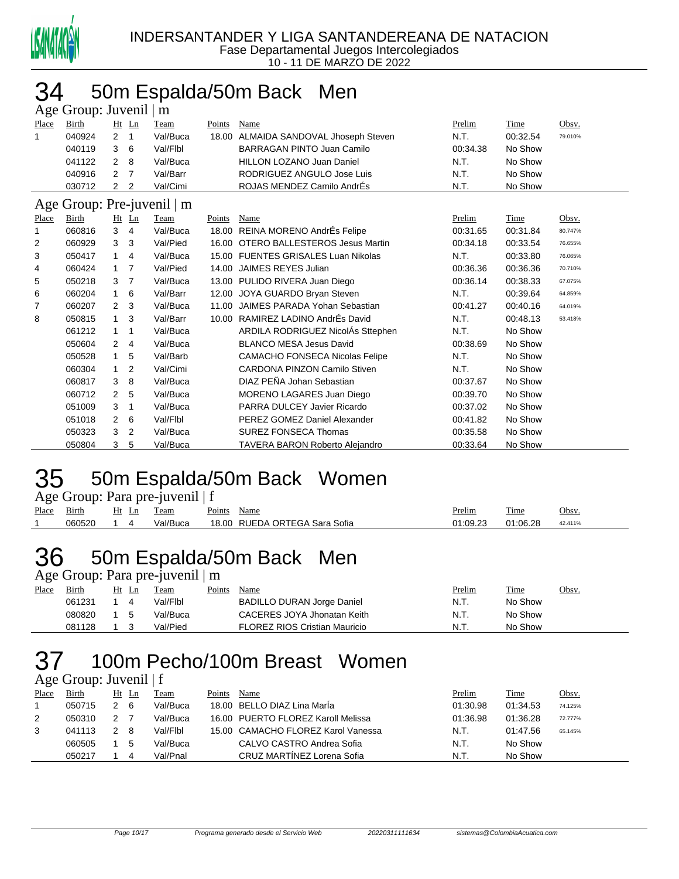INDERSANTANDER Y LIGA SANTANDEREANA DE NATACION
Fase Departamental Juegos Intercolegiados
10 - 11 DE MARZO DE 2022

# 34 50m Espalda/50m Back Men

## Age Group: Juvenil | m

| Place | Birth | Ht | Ln | Team | Points | Name | Prelim | Time | Obsv. |
|---|---|---|---|---|---|---|---|---|---|
| 1 | 040924 | 2 | 1 | Val/Buca | 18.00 | ALMAIDA SANDOVAL Jhoseph Steven | N.T. | 00:32.54 | 79.010% |
| | 040119 | 3 | 6 | Val/Flbl | | BARRAGAN PINTO Juan Camilo | 00:34.38 | No Show | |
| | 041122 | 2 | 8 | Val/Buca | | HILLON LOZANO Juan Daniel | N.T. | No Show | |
| | 040916 | 2 | 7 | Val/Barr | | RODRIGUEZ ANGULO Jose Luis | N.T. | No Show | |
| | 030712 | 2 | 2 | Val/Cimi | | ROJAS MENDEZ Camilo AndrÉs | N.T. | No Show | |

## Age Group: Pre-juvenil | m

| Place | Birth | Ht | Ln | Team | Points | Name | Prelim | Time | Obsv. |
|---|---|---|---|---|---|---|---|---|---|
| 1 | 060816 | 3 | 4 | Val/Buca | 18.00 | REINA MORENO AndrÉs Felipe | 00:31.65 | 00:31.84 | 80.747% |
| 2 | 060929 | 3 | 3 | Val/Pied | 16.00 | OTERO BALLESTEROS Jesus Martin | 00:34.18 | 00:33.54 | 76.655% |
| 3 | 050417 | 1 | 4 | Val/Buca | 15.00 | FUENTES GRISALES Luan Nikolas | N.T. | 00:33.80 | 76.065% |
| 4 | 060424 | 1 | 7 | Val/Pied | 14.00 | JAIMES REYES Julian | 00:36.36 | 00:36.36 | 70.710% |
| 5 | 050218 | 3 | 7 | Val/Buca | 13.00 | PULIDO RIVERA Juan Diego | 00:36.14 | 00:38.33 | 67.075% |
| 6 | 060204 | 1 | 6 | Val/Barr | 12.00 | JOYA GUARDO Bryan Steven | N.T. | 00:39.64 | 64.859% |
| 7 | 060207 | 2 | 3 | Val/Buca | 11.00 | JAIMES PARADA Yohan Sebastian | 00:41.27 | 00:40.16 | 64.019% |
| 8 | 050815 | 1 | 3 | Val/Barr | 10.00 | RAMIREZ LADINO AndrÉs David | N.T. | 00:48.13 | 53.418% |
| | 061212 | 1 | 1 | Val/Buca | | ARDILA RODRIGUEZ NicolÁs Sttephen | N.T. | No Show | |
| | 050604 | 2 | 4 | Val/Buca | | BLANCO MESA Jesus David | 00:38.69 | No Show | |
| | 050528 | 1 | 5 | Val/Barb | | CAMACHO FONSECA Nicolas Felipe | N.T. | No Show | |
| | 060304 | 1 | 2 | Val/Cimi | | CARDONA PINZON Camilo Stiven | N.T. | No Show | |
| | 060817 | 3 | 8 | Val/Buca | | DIAZ PEÑA Johan Sebastian | 00:37.67 | No Show | |
| | 060712 | 2 | 5 | Val/Buca | | MORENO LAGARES Juan Diego | 00:39.70 | No Show | |
| | 051009 | 3 | 1 | Val/Buca | | PARRA DULCEY Javier Ricardo | 00:37.02 | No Show | |
| | 051018 | 2 | 6 | Val/Flbl | | PEREZ GOMEZ Daniel Alexander | 00:41.82 | No Show | |
| | 050323 | 3 | 2 | Val/Buca | | SUREZ FONSECA Thomas | 00:35.58 | No Show | |
| | 050804 | 3 | 5 | Val/Buca | | TAVERA BARON Roberto Alejandro | 00:33.64 | No Show | |

# 35 50m Espalda/50m Back Women

## Age Group: Para pre-juvenil | f

| Place | Birth | Ht | Ln | Team | Points | Name | Prelim | Time | Obsv. |
|---|---|---|---|---|---|---|---|---|---|
| 1 | 060520 | 1 | 4 | Val/Buca | 18.00 | RUEDA ORTEGA Sara Sofia | 01:09.23 | 01:06.28 | 42.411% |

# 36 50m Espalda/50m Back Men

## Age Group: Para pre-juvenil | m

| Place | Birth | Ht | Ln | Team | Points | Name | Prelim | Time | Obsv. |
|---|---|---|---|---|---|---|---|---|---|
| | 061231 | 1 | 4 | Val/Flbl | | BADILLO DURAN Jorge Daniel | N.T. | No Show | |
| | 080820 | 1 | 5 | Val/Buca | | CACERES JOYA Jhonatan Keith | N.T. | No Show | |
| | 081128 | 1 | 3 | Val/Pied | | FLOREZ RIOS Cristian Mauricio | N.T. | No Show | |

# 37 100m Pecho/100m Breast Women

## Age Group: Juvenil | f

| Place | Birth | Ht | Ln | Team | Points | Name | Prelim | Time | Obsv. |
|---|---|---|---|---|---|---|---|---|---|
| 1 | 050715 | 2 | 6 | Val/Buca | 18.00 | BELLO DIAZ Lina MarÍa | 01:30.98 | 01:34.53 | 74.125% |
| 2 | 050310 | 2 | 7 | Val/Buca | 16.00 | PUERTO FLOREZ Karoll Melissa | 01:36.98 | 01:36.28 | 72.777% |
| 3 | 041113 | 2 | 8 | Val/Flbl | 15.00 | CAMACHO FLOREZ Karol Vanessa | N.T. | 01:47.56 | 65.145% |
| | 060505 | 1 | 5 | Val/Buca | | CALVO CASTRO Andrea Sofia | N.T. | No Show | |
| | 050217 | 1 | 4 | Val/Pnal | | CRUZ MARTÍNEZ Lorena Sofia | N.T. | No Show | |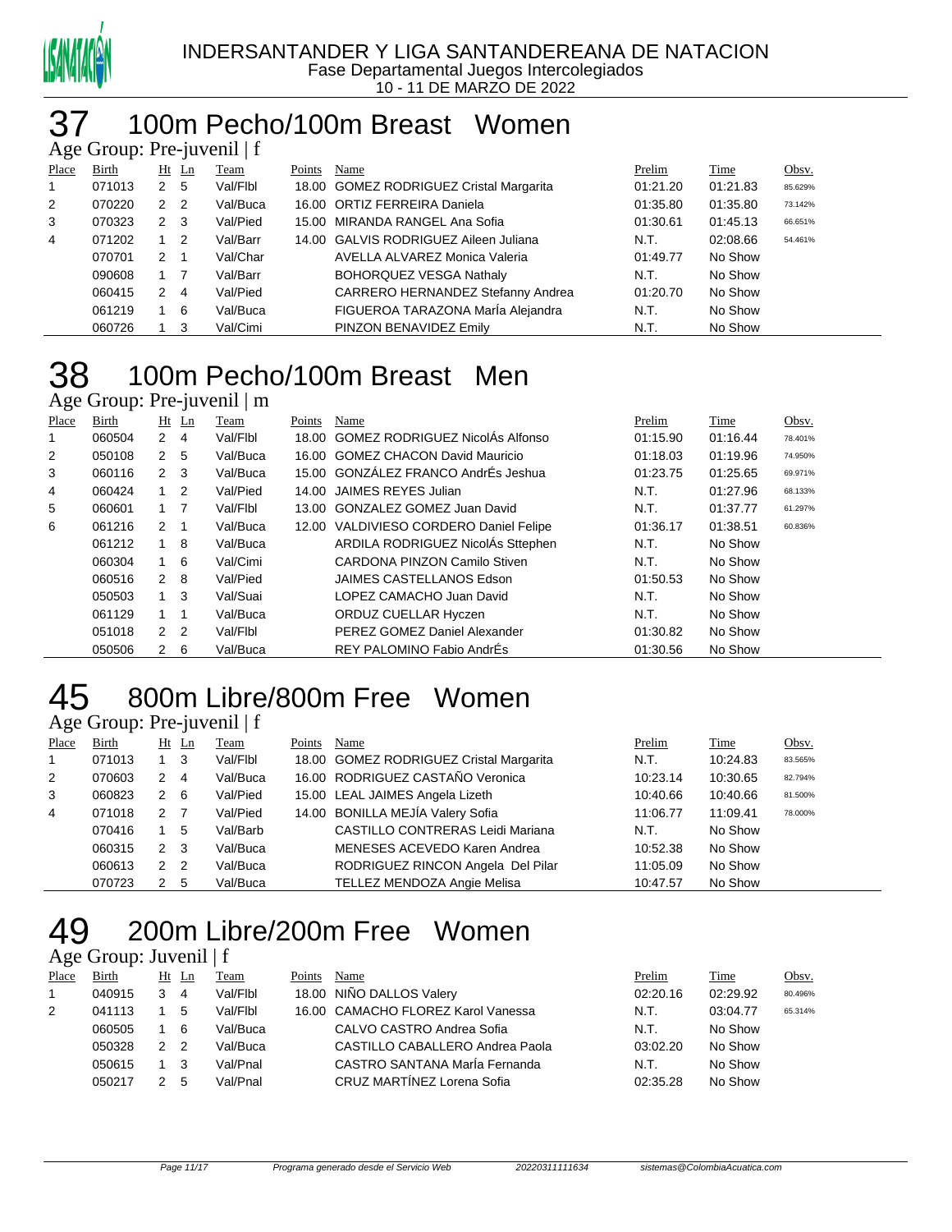INDERSANTANDER Y LIGA SANTANDEREANA DE NATACION
Fase Departamental Juegos Intercolegiados
10 - 11 DE MARZO DE 2022

# 37 100m Pecho/100m Breast Women

Age Group: Pre-juvenil | f

| Place | Birth | Ht | Ln | Team | Points | Name | Prelim | Time | Obsv. |
|---|---|---|---|---|---|---|---|---|---|
| 1 | 071013 | 2 | 5 | Val/Flbl | 18.00 | GOMEZ RODRIGUEZ Cristal Margarita | 01:21.20 | 01:21.83 | 85.629% |
| 2 | 070220 | 2 | 2 | Val/Buca | 16.00 | ORTIZ FERREIRA Daniela | 01:35.80 | 01:35.80 | 73.142% |
| 3 | 070323 | 2 | 3 | Val/Pied | 15.00 | MIRANDA RANGEL Ana Sofia | 01:30.61 | 01:45.13 | 66.651% |
| 4 | 071202 | 1 | 2 | Val/Barr | 14.00 | GALVIS RODRIGUEZ Aileen Juliana | N.T. | 02:08.66 | 54.461% |
| | 070701 | 2 | 1 | Val/Char | | AVELLA ALVAREZ Monica Valeria | 01:49.77 | No Show | |
| | 090608 | 1 | 7 | Val/Barr | | BOHORQUEZ VESGA Nathaly | N.T. | No Show | |
| | 060415 | 2 | 4 | Val/Pied | | CARRERO HERNANDEZ Stefanny Andrea | 01:20.70 | No Show | |
| | 061219 | 1 | 6 | Val/Buca | | FIGUEROA TARAZONA MarÍa Alejandra | N.T. | No Show | |
| | 060726 | 1 | 3 | Val/Cimi | | PINZON BENAVIDEZ Emily | N.T. | No Show | |

# 38 100m Pecho/100m Breast Men

Age Group: Pre-juvenil | m

| Place | Birth | Ht | Ln | Team | Points | Name | Prelim | Time | Obsv. |
|---|---|---|---|---|---|---|---|---|---|
| 1 | 060504 | 2 | 4 | Val/Flbl | 18.00 | GOMEZ RODRIGUEZ NicolÁs Alfonso | 01:15.90 | 01:16.44 | 78.401% |
| 2 | 050108 | 2 | 5 | Val/Buca | 16.00 | GOMEZ CHACON David Mauricio | 01:18.03 | 01:19.96 | 74.950% |
| 3 | 060116 | 2 | 3 | Val/Buca | 15.00 | GONZÁLEZ FRANCO AndrÉs Jeshua | 01:23.75 | 01:25.65 | 69.971% |
| 4 | 060424 | 1 | 2 | Val/Pied | 14.00 | JAIMES REYES Julian | N.T. | 01:27.96 | 68.133% |
| 5 | 060601 | 1 | 7 | Val/Flbl | 13.00 | GONZALEZ GOMEZ Juan David | N.T. | 01:37.77 | 61.297% |
| 6 | 061216 | 2 | 1 | Val/Buca | 12.00 | VALDIVIESO CORDERO Daniel Felipe | 01:36.17 | 01:38.51 | 60.836% |
| | 061212 | 1 | 8 | Val/Buca | | ARDILA RODRIGUEZ NicolÁs Sttephen | N.T. | No Show | |
| | 060304 | 1 | 6 | Val/Cimi | | CARDONA PINZON Camilo Stiven | N.T. | No Show | |
| | 060516 | 2 | 8 | Val/Pied | | JAIMES CASTELLANOS Edson | 01:50.53 | No Show | |
| | 050503 | 1 | 3 | Val/Suai | | LOPEZ CAMACHO Juan David | N.T. | No Show | |
| | 061129 | 1 | 1 | Val/Buca | | ORDUZ CUELLAR Hyczen | N.T. | No Show | |
| | 051018 | 2 | 2 | Val/Flbl | | PEREZ GOMEZ Daniel Alexander | 01:30.82 | No Show | |
| | 050506 | 2 | 6 | Val/Buca | | REY PALOMINO Fabio AndrÉs | 01:30.56 | No Show | |

# 45 800m Libre/800m Free Women

Age Group: Pre-juvenil | f

| Place | Birth | Ht | Ln | Team | Points | Name | Prelim | Time | Obsv. |
|---|---|---|---|---|---|---|---|---|---|
| 1 | 071013 | 1 | 3 | Val/Flbl | 18.00 | GOMEZ RODRIGUEZ Cristal Margarita | N.T. | 10:24.83 | 83.565% |
| 2 | 070603 | 2 | 4 | Val/Buca | 16.00 | RODRIGUEZ CASTAÑO Veronica | 10:23.14 | 10:30.65 | 82.794% |
| 3 | 060823 | 2 | 6 | Val/Pied | 15.00 | LEAL JAIMES Angela Lizeth | 10:40.66 | 10:40.66 | 81.500% |
| 4 | 071018 | 2 | 7 | Val/Pied | 14.00 | BONILLA MEJÍA Valery Sofia | 11:06.77 | 11:09.41 | 78.000% |
| | 070416 | 1 | 5 | Val/Barb | | CASTILLO CONTRERAS Leidi Mariana | N.T. | No Show | |
| | 060315 | 2 | 3 | Val/Buca | | MENESES ACEVEDO Karen Andrea | 10:52.38 | No Show | |
| | 060613 | 2 | 2 | Val/Buca | | RODRIGUEZ RINCON Angela Del Pilar | 11:05.09 | No Show | |
| | 070723 | 2 | 5 | Val/Buca | | TELLEZ MENDOZA Angie Melisa | 10:47.57 | No Show | |

# 49 200m Libre/200m Free Women

Age Group: Juvenil | f

| Place | Birth | Ht | Ln | Team | Points | Name | Prelim | Time | Obsv. |
|---|---|---|---|---|---|---|---|---|---|
| 1 | 040915 | 3 | 4 | Val/Flbl | 18.00 | NIÑO DALLOS Valery | 02:20.16 | 02:29.92 | 80.496% |
| 2 | 041113 | 1 | 5 | Val/Flbl | 16.00 | CAMACHO FLOREZ Karol Vanessa | N.T. | 03:04.77 | 65.314% |
| | 060505 | 1 | 6 | Val/Buca | | CALVO CASTRO Andrea Sofia | N.T. | No Show | |
| | 050328 | 2 | 2 | Val/Buca | | CASTILLO CABALLERO Andrea Paola | 03:02.20 | No Show | |
| | 050615 | 1 | 3 | Val/Pnal | | CASTRO SANTANA MarÍa Fernanda | N.T. | No Show | |
| | 050217 | 2 | 5 | Val/Pnal | | CRUZ MARTÍNEZ Lorena Sofia | 02:35.28 | No Show | |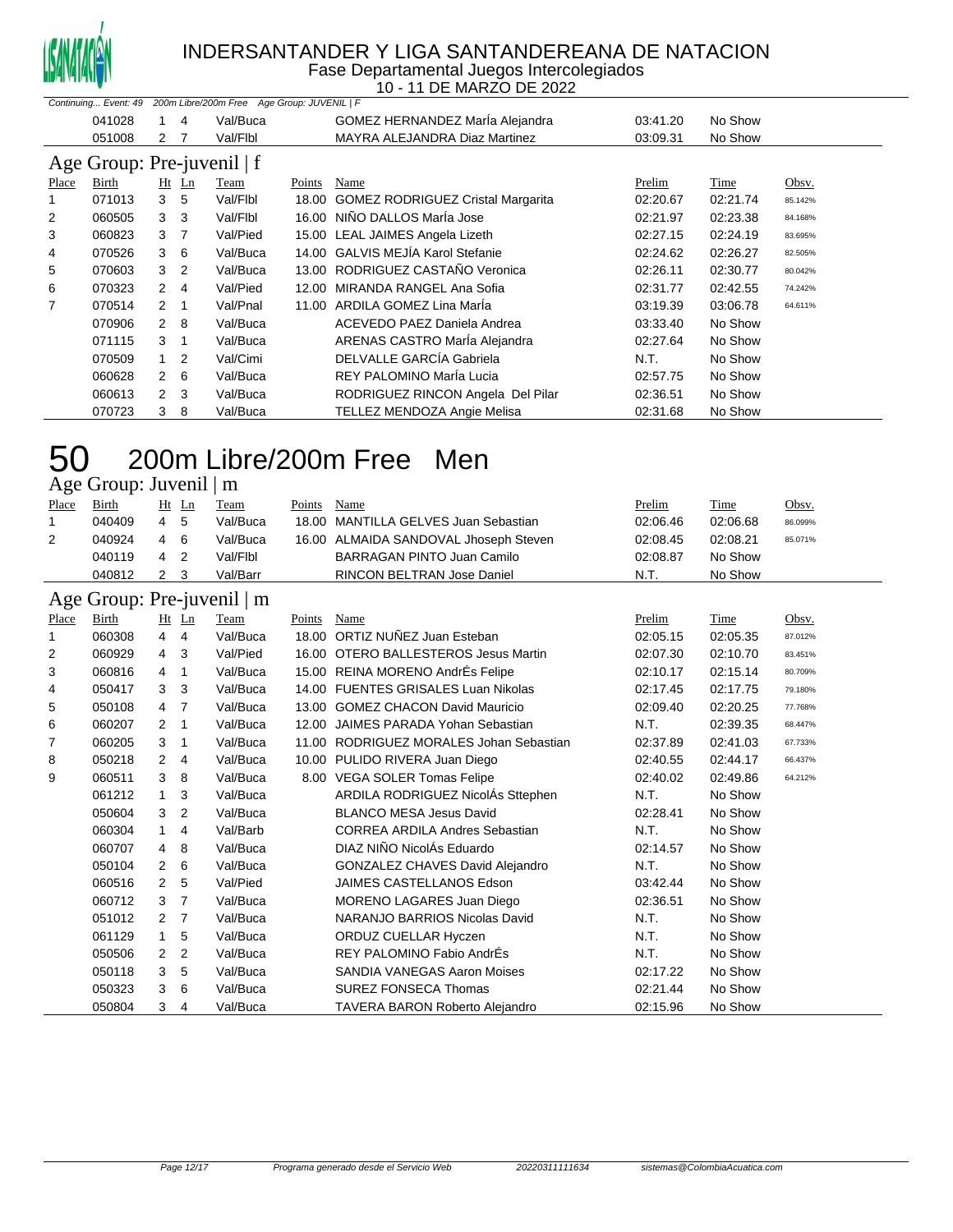# INDERSANTANDER Y LIGA SANTANDEREANA DE NATACION

Fase Departamental Juegos Intercolegiados

10 - 11 DE MARZO DE 2022

*Continuing... Event: 49 200m Libre/200m Free Age Group: JUVENIL | F*

| Place | Birth | Ht | Ln | Team | Points | Name | Prelim | Time | Obsv. |
|---|---|---|---|---|---|---|---|---|---|
| | 041028 | 1 | 4 | Val/Buca | | GOMEZ HERNANDEZ MarÍa Alejandra | 03:41.20 | No Show | |
| | 051008 | 2 | 7 | Val/Flbl | | MAYRA ALEJANDRA Diaz Martinez | 03:09.31 | No Show | |

## Age Group: Pre-juvenil | f

| Place | Birth | Ht | Ln | Team | Points | Name | Prelim | Time | Obsv. |
|---|---|---|---|---|---|---|---|---|---|
| 1 | 071013 | 3 | 5 | Val/Flbl | 18.00 | GOMEZ RODRIGUEZ Cristal Margarita | 02:20.67 | 02:21.74 | 85.142% |
| 2 | 060505 | 3 | 3 | Val/Flbl | 16.00 | NIÑO DALLOS MarÍa Jose | 02:21.97 | 02:23.38 | 84.168% |
| 3 | 060823 | 3 | 7 | Val/Pied | 15.00 | LEAL JAIMES Angela Lizeth | 02:27.15 | 02:24.19 | 83.695% |
| 4 | 070526 | 3 | 6 | Val/Buca | 14.00 | GALVIS MEJÍA Karol Stefanie | 02:24.62 | 02:26.27 | 82.505% |
| 5 | 070603 | 3 | 2 | Val/Buca | 13.00 | RODRIGUEZ CASTAÑO Veronica | 02:26.11 | 02:30.77 | 80.042% |
| 6 | 070323 | 2 | 4 | Val/Pied | 12.00 | MIRANDA RANGEL Ana Sofia | 02:31.77 | 02:42.55 | 74.242% |
| 7 | 070514 | 2 | 1 | Val/Pnal | 11.00 | ARDILA GOMEZ Lina MarÍa | 03:19.39 | 03:06.78 | 64.611% |
| | 070906 | 2 | 8 | Val/Buca | | ACEVEDO PAEZ Daniela Andrea | 03:33.40 | No Show | |
| | 071115 | 3 | 1 | Val/Buca | | ARENAS CASTRO MarÍa Alejandra | 02:27.64 | No Show | |
| | 070509 | 1 | 2 | Val/Cimi | | DELVALLE GARCÍA Gabriela | N.T. | No Show | |
| | 060628 | 2 | 6 | Val/Buca | | REY PALOMINO MarÍa Lucia | 02:57.75 | No Show | |
| | 060613 | 2 | 3 | Val/Buca | | RODRIGUEZ RINCON Angela Del Pilar | 02:36.51 | No Show | |
| | 070723 | 3 | 8 | Val/Buca | | TELLEZ MENDOZA Angie Melisa | 02:31.68 | No Show | |

# 50 200m Libre/200m Free Men

## Age Group: Juvenil | m

| Place | Birth | Ht | Ln | Team | Points | Name | Prelim | Time | Obsv. |
|---|---|---|---|---|---|---|---|---|---|
| 1 | 040409 | 4 | 5 | Val/Buca | 18.00 | MANTILLA GELVES Juan Sebastian | 02:06.46 | 02:06.68 | 86.099% |
| 2 | 040924 | 4 | 6 | Val/Buca | 16.00 | ALMAIDA SANDOVAL Jhoseph Steven | 02:08.45 | 02:08.21 | 85.071% |
| | 040119 | 4 | 2 | Val/Flbl | | BARRAGAN PINTO Juan Camilo | 02:08.87 | No Show | |
| | 040812 | 2 | 3 | Val/Barr | | RINCON BELTRAN Jose Daniel | N.T. | No Show | |

## Age Group: Pre-juvenil | m

| Place | Birth | Ht | Ln | Team | Points | Name | Prelim | Time | Obsv. |
|---|---|---|---|---|---|---|---|---|---|
| 1 | 060308 | 4 | 4 | Val/Buca | 18.00 | ORTIZ NUÑEZ Juan Esteban | 02:05.15 | 02:05.35 | 87.012% |
| 2 | 060929 | 4 | 3 | Val/Pied | 16.00 | OTERO BALLESTEROS Jesus Martin | 02:07.30 | 02:10.70 | 83.451% |
| 3 | 060816 | 4 | 1 | Val/Buca | 15.00 | REINA MORENO AndrÉs Felipe | 02:10.17 | 02:15.14 | 80.709% |
| 4 | 050417 | 3 | 3 | Val/Buca | 14.00 | FUENTES GRISALES Luan Nikolas | 02:17.45 | 02:17.75 | 79.180% |
| 5 | 050108 | 4 | 7 | Val/Buca | 13.00 | GOMEZ CHACON David Mauricio | 02:09.40 | 02:20.25 | 77.768% |
| 6 | 060207 | 2 | 1 | Val/Buca | 12.00 | JAIMES PARADA Yohan Sebastian | N.T. | 02:39.35 | 68.447% |
| 7 | 060205 | 3 | 1 | Val/Buca | 11.00 | RODRIGUEZ MORALES Johan Sebastian | 02:37.89 | 02:41.03 | 67.733% |
| 8 | 050218 | 2 | 4 | Val/Buca | 10.00 | PULIDO RIVERA Juan Diego | 02:40.55 | 02:44.17 | 66.437% |
| 9 | 060511 | 3 | 8 | Val/Buca | 8.00 | VEGA SOLER Tomas Felipe | 02:40.02 | 02:49.86 | 64.212% |
| | 061212 | 1 | 3 | Val/Buca | | ARDILA RODRIGUEZ NicolÁs Sttephen | N.T. | No Show | |
| | 050604 | 3 | 2 | Val/Buca | | BLANCO MESA Jesus David | 02:28.41 | No Show | |
| | 060304 | 1 | 4 | Val/Barb | | CORREA ARDILA Andres Sebastian | N.T. | No Show | |
| | 060707 | 4 | 8 | Val/Buca | | DIAZ NIÑO NicolÁs Eduardo | 02:14.57 | No Show | |
| | 050104 | 2 | 6 | Val/Buca | | GONZALEZ CHAVES David Alejandro | N.T. | No Show | |
| | 060516 | 2 | 5 | Val/Pied | | JAIMES CASTELLANOS Edson | 03:42.44 | No Show | |
| | 060712 | 3 | 7 | Val/Buca | | MORENO LAGARES Juan Diego | 02:36.51 | No Show | |
| | 051012 | 2 | 7 | Val/Buca | | NARANJO BARRIOS Nicolas David | N.T. | No Show | |
| | 061129 | 1 | 5 | Val/Buca | | ORDUZ CUELLAR Hyczen | N.T. | No Show | |
| | 050506 | 2 | 2 | Val/Buca | | REY PALOMINO Fabio AndrÉs | N.T. | No Show | |
| | 050118 | 3 | 5 | Val/Buca | | SANDIA VANEGAS Aaron Moises | 02:17.22 | No Show | |
| | 050323 | 3 | 6 | Val/Buca | | SUREZ FONSECA Thomas | 02:21.44 | No Show | |
| | 050804 | 3 | 4 | Val/Buca | | TAVERA BARON Roberto Alejandro | 02:15.96 | No Show | |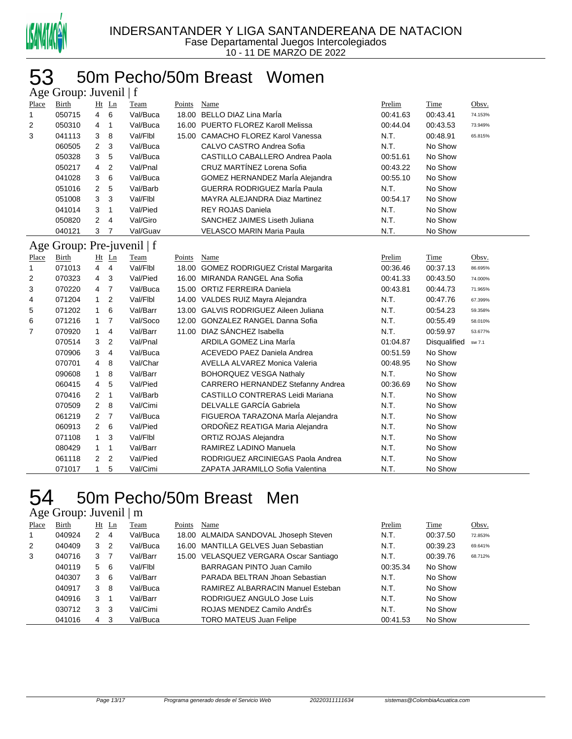INDERSANTANDER Y LIGA SANTANDEREANA DE NATACION
Fase Departamental Juegos Intercolegiados
10 - 11 DE MARZO DE 2022

# 53 50m Pecho/50m Breast Women

## Age Group: Juvenil | f

| Place | Birth | Ht | Ln | Team | Points | Name | Prelim | Time | Obsv. |
|---|---|---|---|---|---|---|---|---|---|
| 1 | 050715 | 4 | 6 | Val/Buca | 18.00 | BELLO DIAZ Lina MarÍa | 00:41.63 | 00:43.41 | 74.153% |
| 2 | 050310 | 4 | 1 | Val/Buca | 16.00 | PUERTO FLOREZ Karoll Melissa | 00:44.04 | 00:43.53 | 73.949% |
| 3 | 041113 | 3 | 8 | Val/Flbl | 15.00 | CAMACHO FLOREZ Karol Vanessa | N.T. | 00:48.91 | 65.815% |
| | 060505 | 2 | 3 | Val/Buca | | CALVO CASTRO Andrea Sofia | N.T. | No Show | |
| | 050328 | 3 | 5 | Val/Buca | | CASTILLO CABALLERO Andrea Paola | 00:51.61 | No Show | |
| | 050217 | 4 | 2 | Val/Pnal | | CRUZ MARTÍNEZ Lorena Sofia | 00:43.22 | No Show | |
| | 041028 | 3 | 6 | Val/Buca | | GOMEZ HERNANDEZ MarÍa Alejandra | 00:55.10 | No Show | |
| | 051016 | 2 | 5 | Val/Barb | | GUERRA RODRIGUEZ MarÍa Paula | N.T. | No Show | |
| | 051008 | 3 | 3 | Val/Flbl | | MAYRA ALEJANDRA Diaz Martinez | 00:54.17 | No Show | |
| | 041014 | 3 | 1 | Val/Pied | | REY ROJAS Daniela | N.T. | No Show | |
| | 050820 | 2 | 4 | Val/Giro | | SANCHEZ JAIMES Liseth Juliana | N.T. | No Show | |
| | 040121 | 3 | 7 | Val/Guav | | VELASCO MARIN Maria Paula | N.T. | No Show | |

## Age Group: Pre-juvenil | f

| Place | Birth | Ht | Ln | Team | Points | Name | Prelim | Time | Obsv. |
|---|---|---|---|---|---|---|---|---|---|
| 1 | 071013 | 4 | 4 | Val/Flbl | 18.00 | GOMEZ RODRIGUEZ Cristal Margarita | 00:36.46 | 00:37.13 | 86.695% |
| 2 | 070323 | 4 | 3 | Val/Pied | 16.00 | MIRANDA RANGEL Ana Sofia | 00:41.33 | 00:43.50 | 74.000% |
| 3 | 070220 | 4 | 7 | Val/Buca | 15.00 | ORTIZ FERREIRA Daniela | 00:43.81 | 00:44.73 | 71.965% |
| 4 | 071204 | 1 | 2 | Val/Flbl | 14.00 | VALDES RUIZ Mayra Alejandra | N.T. | 00:47.76 | 67.399% |
| 5 | 071202 | 1 | 6 | Val/Barr | 13.00 | GALVIS RODRIGUEZ Aileen Juliana | N.T. | 00:54.23 | 59.358% |
| 6 | 071216 | 1 | 7 | Val/Soco | 12.00 | GONZALEZ RANGEL Danna Sofia | N.T. | 00:55.49 | 58.010% |
| 7 | 070920 | 1 | 4 | Val/Barr | 11.00 | DIAZ SÁNCHEZ Isabella | N.T. | 00:59.97 | 53.677% |
| | 070514 | 3 | 2 | Val/Pnal | | ARDILA GOMEZ Lina MarÍa | 01:04.87 | Disqualified | sw 7.1 |
| | 070906 | 3 | 4 | Val/Buca | | ACEVEDO PAEZ Daniela Andrea | 00:51.59 | No Show | |
| | 070701 | 4 | 8 | Val/Char | | AVELLA ALVAREZ Monica Valeria | 00:48.95 | No Show | |
| | 090608 | 1 | 8 | Val/Barr | | BOHORQUEZ VESGA Nathaly | N.T. | No Show | |
| | 060415 | 4 | 5 | Val/Pied | | CARRERO HERNANDEZ Stefanny Andrea | 00:36.69 | No Show | |
| | 070416 | 2 | 1 | Val/Barb | | CASTILLO CONTRERAS Leidi Mariana | N.T. | No Show | |
| | 070509 | 2 | 8 | Val/Cimi | | DELVALLE GARCÍA Gabriela | N.T. | No Show | |
| | 061219 | 2 | 7 | Val/Buca | | FIGUEROA TARAZONA MarÍa Alejandra | N.T. | No Show | |
| | 060913 | 2 | 6 | Val/Pied | | ORDOÑEZ REATIGA Maria Alejandra | N.T. | No Show | |
| | 071108 | 1 | 3 | Val/Flbl | | ORTIZ ROJAS Alejandra | N.T. | No Show | |
| | 080429 | 1 | 1 | Val/Barr | | RAMIREZ LADINO Manuela | N.T. | No Show | |
| | 061118 | 2 | 2 | Val/Pied | | RODRIGUEZ ARCINIEGAS Paola Andrea | N.T. | No Show | |
| | 071017 | 1 | 5 | Val/Cimi | | ZAPATA JARAMILLO Sofia Valentina | N.T. | No Show | |

# 54 50m Pecho/50m Breast Men

## Age Group: Juvenil | m

| Place | Birth | Ht | Ln | Team | Points | Name | Prelim | Time | Obsv. |
|---|---|---|---|---|---|---|---|---|---|
| 1 | 040924 | 2 | 4 | Val/Buca | 18.00 | ALMAIDA SANDOVAL Jhoseph Steven | N.T. | 00:37.50 | 72.853% |
| 2 | 040409 | 3 | 2 | Val/Buca | 16.00 | MANTILLA GELVES Juan Sebastian | N.T. | 00:39.23 | 69.641% |
| 3 | 040716 | 3 | 7 | Val/Barr | 15.00 | VELASQUEZ VERGARA Oscar Santiago | N.T. | 00:39.76 | 68.712% |
| | 040119 | 5 | 6 | Val/Flbl | | BARRAGAN PINTO Juan Camilo | 00:35.34 | No Show | |
| | 040307 | 3 | 6 | Val/Barr | | PARADA BELTRAN Jhoan Sebastian | N.T. | No Show | |
| | 040917 | 3 | 8 | Val/Buca | | RAMIREZ ALBARRACIN Manuel Esteban | N.T. | No Show | |
| | 040916 | 3 | 1 | Val/Barr | | RODRIGUEZ ANGULO Jose Luis | N.T. | No Show | |
| | 030712 | 3 | 3 | Val/Cimi | | ROJAS MENDEZ Camilo AndrÉs | N.T. | No Show | |
| | 041016 | 4 | 3 | Val/Buca | | TORO MATEUS Juan Felipe | 00:41.53 | No Show | |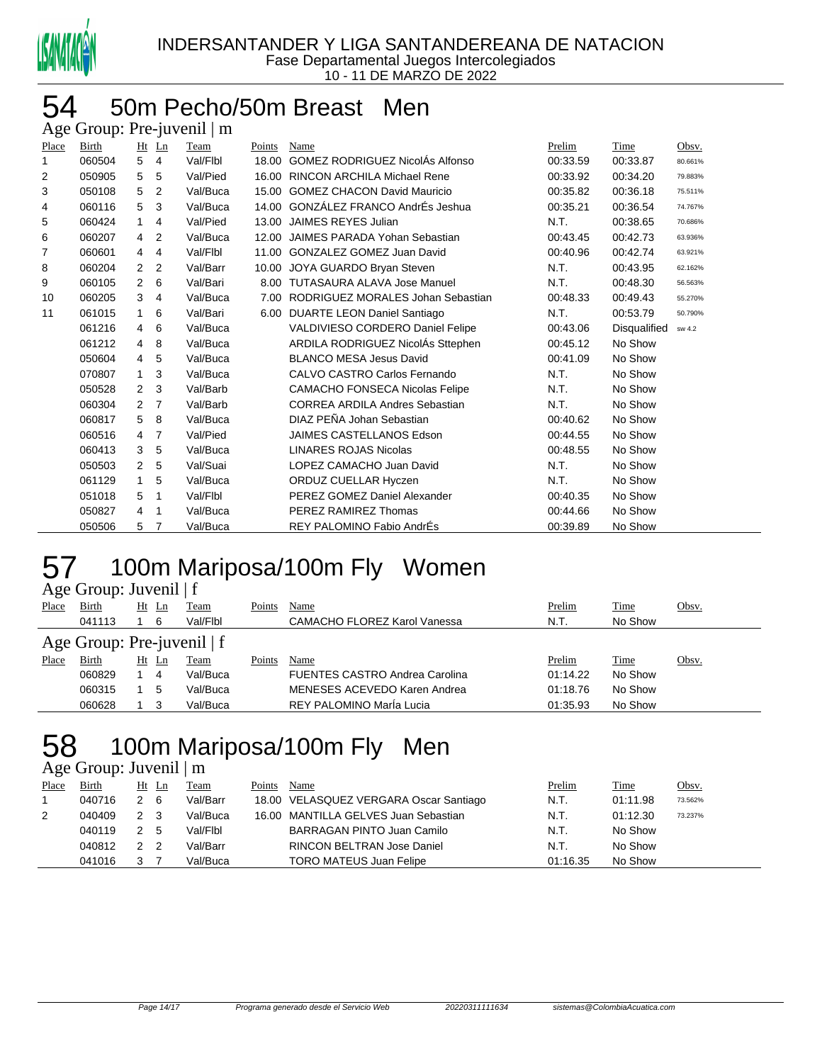INDERSANTANDER Y LIGA SANTANDEREANA DE NATACION
Fase Departamental Juegos Intercolegiados
10 - 11 DE MARZO DE 2022

# 54 50m Pecho/50m Breast Men

Age Group: Pre-juvenil | m

| Place | Birth | Ht | Ln | Team | Points | Name | Prelim | Time | Obsv. |
|---|---|---|---|---|---|---|---|---|---|
| 1 | 060504 | 5 | 4 | Val/Flbl | 18.00 | GOMEZ RODRIGUEZ NicolÁs Alfonso | 00:33.59 | 00:33.87 | 80.661% |
| 2 | 050905 | 5 | 5 | Val/Pied | 16.00 | RINCON ARCHILA Michael Rene | 00:33.92 | 00:34.20 | 79.883% |
| 3 | 050108 | 5 | 2 | Val/Buca | 15.00 | GOMEZ CHACON David Mauricio | 00:35.82 | 00:36.18 | 75.511% |
| 4 | 060116 | 5 | 3 | Val/Buca | 14.00 | GONZÁLEZ FRANCO AndrÉs Jeshua | 00:35.21 | 00:36.54 | 74.767% |
| 5 | 060424 | 1 | 4 | Val/Pied | 13.00 | JAIMES REYES Julian | N.T. | 00:38.65 | 70.686% |
| 6 | 060207 | 4 | 2 | Val/Buca | 12.00 | JAIMES PARADA Yohan Sebastian | 00:43.45 | 00:42.73 | 63.936% |
| 7 | 060601 | 4 | 4 | Val/Flbl | 11.00 | GONZALEZ GOMEZ Juan David | 00:40.96 | 00:42.74 | 63.921% |
| 8 | 060204 | 2 | 2 | Val/Barr | 10.00 | JOYA GUARDO Bryan Steven | N.T. | 00:43.95 | 62.162% |
| 9 | 060105 | 2 | 6 | Val/Bari | 8.00 | TUTASAURA ALAVA Jose Manuel | N.T. | 00:48.30 | 56.563% |
| 10 | 060205 | 3 | 4 | Val/Buca | 7.00 | RODRIGUEZ MORALES Johan Sebastian | 00:48.33 | 00:49.43 | 55.270% |
| 11 | 061015 | 1 | 6 | Val/Bari | 6.00 | DUARTE LEON Daniel Santiago | N.T. | 00:53.79 | 50.790% |
| | 061216 | 4 | 6 | Val/Buca | | VALDIVIESO CORDERO Daniel Felipe | 00:43.06 | Disqualified | sw 4.2 |
| | 061212 | 4 | 8 | Val/Buca | | ARDILA RODRIGUEZ NicolÁs Sttephen | 00:45.12 | No Show | |
| | 050604 | 4 | 5 | Val/Buca | | BLANCO MESA Jesus David | 00:41.09 | No Show | |
| | 070807 | 1 | 3 | Val/Buca | | CALVO CASTRO Carlos Fernando | N.T. | No Show | |
| | 050528 | 2 | 3 | Val/Barb | | CAMACHO FONSECA Nicolas Felipe | N.T. | No Show | |
| | 060304 | 2 | 7 | Val/Barb | | CORREA ARDILA Andres Sebastian | N.T. | No Show | |
| | 060817 | 5 | 8 | Val/Buca | | DIAZ PEÑA Johan Sebastian | 00:40.62 | No Show | |
| | 060516 | 4 | 7 | Val/Pied | | JAIMES CASTELLANOS Edson | 00:44.55 | No Show | |
| | 060413 | 3 | 5 | Val/Buca | | LINARES ROJAS Nicolas | 00:48.55 | No Show | |
| | 050503 | 2 | 5 | Val/Suai | | LOPEZ CAMACHO Juan David | N.T. | No Show | |
| | 061129 | 1 | 5 | Val/Buca | | ORDUZ CUELLAR Hyczen | N.T. | No Show | |
| | 051018 | 5 | 1 | Val/Flbl | | PEREZ GOMEZ Daniel Alexander | 00:40.35 | No Show | |
| | 050827 | 4 | 1 | Val/Buca | | PEREZ RAMIREZ Thomas | 00:44.66 | No Show | |
| | 050506 | 5 | 7 | Val/Buca | | REY PALOMINO Fabio AndrÉs | 00:39.89 | No Show | |

# 57 100m Mariposa/100m Fly Women

Age Group: Juvenil | f

| Place | Birth | Ht | Ln | Team | Points | Name | Prelim | Time | Obsv. |
|---|---|---|---|---|---|---|---|---|---|
| | 041113 | 1 | 6 | Val/Flbl | | CAMACHO FLOREZ Karol Vanessa | N.T. | No Show | |

Age Group: Pre-juvenil | f

| Place | Birth | Ht | Ln | Team | Points | Name | Prelim | Time | Obsv. |
|---|---|---|---|---|---|---|---|---|---|
| | 060829 | 1 | 4 | Val/Buca | | FUENTES CASTRO Andrea Carolina | 01:14.22 | No Show | |
| | 060315 | 1 | 5 | Val/Buca | | MENESES ACEVEDO Karen Andrea | 01:18.76 | No Show | |
| | 060628 | 1 | 3 | Val/Buca | | REY PALOMINO MarÍa Lucia | 01:35.93 | No Show | |

# 58 100m Mariposa/100m Fly Men

Age Group: Juvenil | m

| Place | Birth | Ht | Ln | Team | Points | Name | Prelim | Time | Obsv. |
|---|---|---|---|---|---|---|---|---|---|
| 1 | 040716 | 2 | 6 | Val/Barr | 18.00 | VELASQUEZ VERGARA Oscar Santiago | N.T. | 01:11.98 | 73.562% |
| 2 | 040409 | 2 | 3 | Val/Buca | 16.00 | MANTILLA GELVES Juan Sebastian | N.T. | 01:12.30 | 73.237% |
| | 040119 | 2 | 5 | Val/Flbl | | BARRAGAN PINTO Juan Camilo | N.T. | No Show | |
| | 040812 | 2 | 2 | Val/Barr | | RINCON BELTRAN Jose Daniel | N.T. | No Show | |
| | 041016 | 3 | 7 | Val/Buca | | TORO MATEUS Juan Felipe | 01:16.35 | No Show | |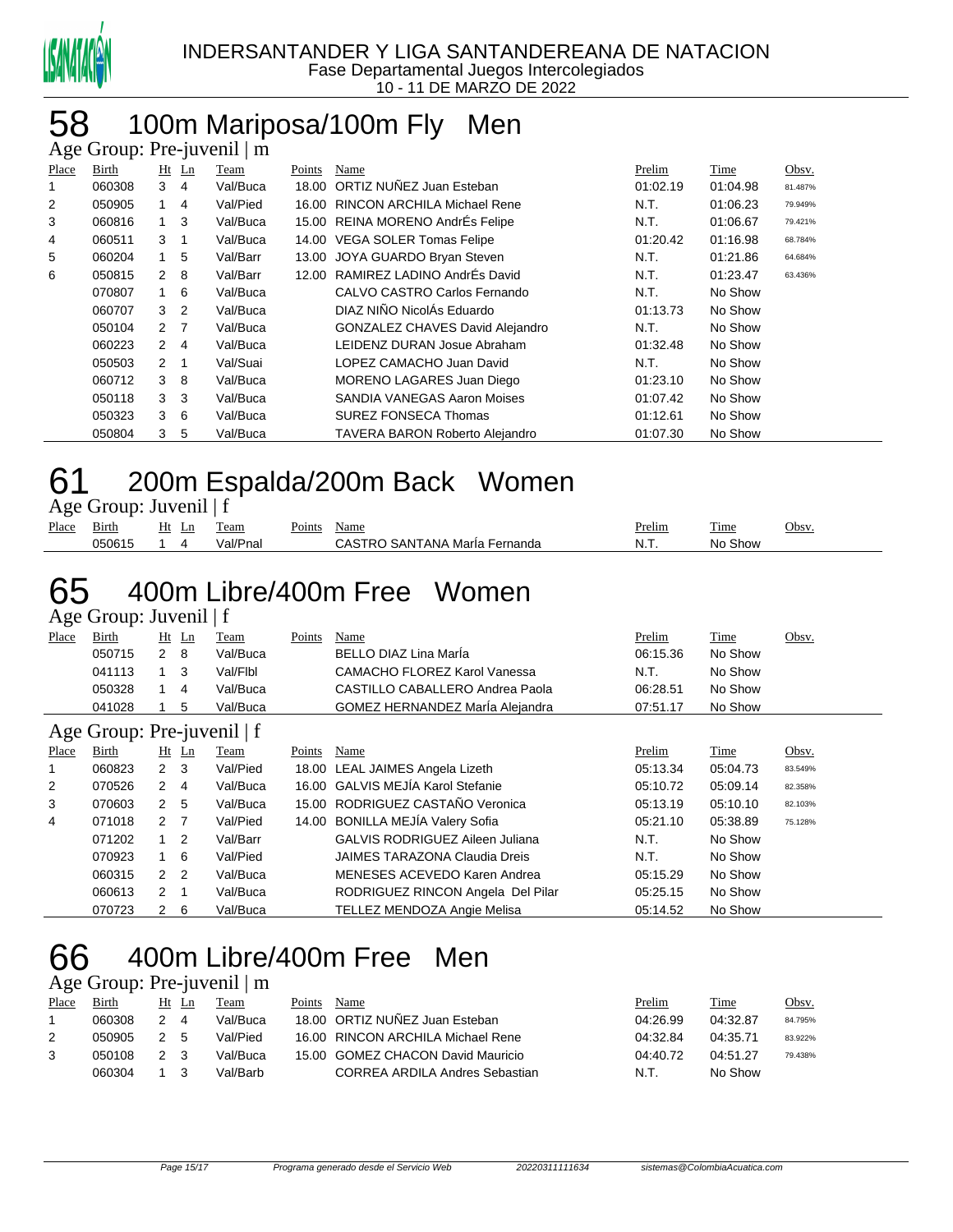# 58 100m Mariposa/100m Fly Men

Age Group: Pre-juvenil | m

| Place | Birth | Ht | Ln | Team | Points | Name | Prelim | Time | Obsv. |
|---|---|---|---|---|---|---|---|---|---|
| 1 | 060308 | 3 | 4 | Val/Buca | 18.00 | ORTIZ NUÑEZ Juan Esteban | 01:02.19 | 01:04.98 | 81.487% |
| 2 | 050905 | 1 | 4 | Val/Pied | 16.00 | RINCON ARCHILA Michael Rene | N.T. | 01:06.23 | 79.949% |
| 3 | 060816 | 1 | 3 | Val/Buca | 15.00 | REINA MORENO AndrÉs Felipe | N.T. | 01:06.67 | 79.421% |
| 4 | 060511 | 3 | 1 | Val/Buca | 14.00 | VEGA SOLER Tomas Felipe | 01:20.42 | 01:16.98 | 68.784% |
| 5 | 060204 | 1 | 5 | Val/Barr | 13.00 | JOYA GUARDO Bryan Steven | N.T. | 01:21.86 | 64.684% |
| 6 | 050815 | 2 | 8 | Val/Barr | 12.00 | RAMIREZ LADINO AndrÉs David | N.T. | 01:23.47 | 63.436% |
| | 070807 | 1 | 6 | Val/Buca | | CALVO CASTRO Carlos Fernando | N.T. | No Show | |
| | 060707 | 3 | 2 | Val/Buca | | DIAZ NIÑO NicolÁs Eduardo | 01:13.73 | No Show | |
| | 050104 | 2 | 7 | Val/Buca | | GONZALEZ CHAVES David Alejandro | N.T. | No Show | |
| | 060223 | 2 | 4 | Val/Buca | | LEIDENZ DURAN Josue Abraham | 01:32.48 | No Show | |
| | 050503 | 2 | 1 | Val/Suai | | LOPEZ CAMACHO Juan David | N.T. | No Show | |
| | 060712 | 3 | 8 | Val/Buca | | MORENO LAGARES Juan Diego | 01:23.10 | No Show | |
| | 050118 | 3 | 3 | Val/Buca | | SANDIA VANEGAS Aaron Moises | 01:07.42 | No Show | |
| | 050323 | 3 | 6 | Val/Buca | | SUREZ FONSECA Thomas | 01:12.61 | No Show | |
| | 050804 | 3 | 5 | Val/Buca | | TAVERA BARON Roberto Alejandro | 01:07.30 | No Show | |

# 61 200m Espalda/200m Back Women

Age Group: Juvenil | f

| Place | Birth | Ht | Ln | Team | Points | Name | Prelim | Time | Obsv. |
|---|---|---|---|---|---|---|---|---|---|
| | 050615 | 1 | 4 | Val/Pnal | | CASTRO SANTANA MarÍa Fernanda | N.T. | No Show | |

# 65 400m Libre/400m Free Women

Age Group: Juvenil | f

| Place | Birth | Ht | Ln | Team | Points | Name | Prelim | Time | Obsv. |
|---|---|---|---|---|---|---|---|---|---|
| | 050715 | 2 | 8 | Val/Buca | | BELLO DIAZ Lina MarÍa | 06:15.36 | No Show | |
| | 041113 | 1 | 3 | Val/Flbl | | CAMACHO FLOREZ Karol Vanessa | N.T. | No Show | |
| | 050328 | 1 | 4 | Val/Buca | | CASTILLO CABALLERO Andrea Paola | 06:28.51 | No Show | |
| | 041028 | 1 | 5 | Val/Buca | | GOMEZ HERNANDEZ MarÍa Alejandra | 07:51.17 | No Show | |

Age Group: Pre-juvenil | f

| Place | Birth | Ht | Ln | Team | Points | Name | Prelim | Time | Obsv. |
|---|---|---|---|---|---|---|---|---|---|
| 1 | 060823 | 2 | 3 | Val/Pied | 18.00 | LEAL JAIMES Angela Lizeth | 05:13.34 | 05:04.73 | 83.549% |
| 2 | 070526 | 2 | 4 | Val/Buca | 16.00 | GALVIS MEJÍA Karol Stefanie | 05:10.72 | 05:09.14 | 82.358% |
| 3 | 070603 | 2 | 5 | Val/Buca | 15.00 | RODRIGUEZ CASTAÑO Veronica | 05:13.19 | 05:10.10 | 82.103% |
| 4 | 071018 | 2 | 7 | Val/Pied | 14.00 | BONILLA MEJÍA Valery Sofia | 05:21.10 | 05:38.89 | 75.128% |
| | 071202 | 1 | 2 | Val/Barr | | GALVIS RODRIGUEZ Aileen Juliana | N.T. | No Show | |
| | 070923 | 1 | 6 | Val/Pied | | JAIMES TARAZONA Claudia Dreis | N.T. | No Show | |
| | 060315 | 2 | 2 | Val/Buca | | MENESES ACEVEDO Karen Andrea | 05:15.29 | No Show | |
| | 060613 | 2 | 1 | Val/Buca | | RODRIGUEZ RINCON Angela Del Pilar | 05:25.15 | No Show | |
| | 070723 | 2 | 6 | Val/Buca | | TELLEZ MENDOZA Angie Melisa | 05:14.52 | No Show | |

# 66 400m Libre/400m Free Men

Age Group: Pre-juvenil | m

| Place | Birth | Ht | Ln | Team | Points | Name | Prelim | Time | Obsv. |
|---|---|---|---|---|---|---|---|---|---|
| 1 | 060308 | 2 | 4 | Val/Buca | 18.00 | ORTIZ NUÑEZ Juan Esteban | 04:26.99 | 04:32.87 | 84.795% |
| 2 | 050905 | 2 | 5 | Val/Pied | 16.00 | RINCON ARCHILA Michael Rene | 04:32.84 | 04:35.71 | 83.922% |
| 3 | 050108 | 2 | 3 | Val/Buca | 15.00 | GOMEZ CHACON David Mauricio | 04:40.72 | 04:51.27 | 79.438% |
| | 060304 | 1 | 3 | Val/Barb | | CORREA ARDILA Andres Sebastian | N.T. | No Show | |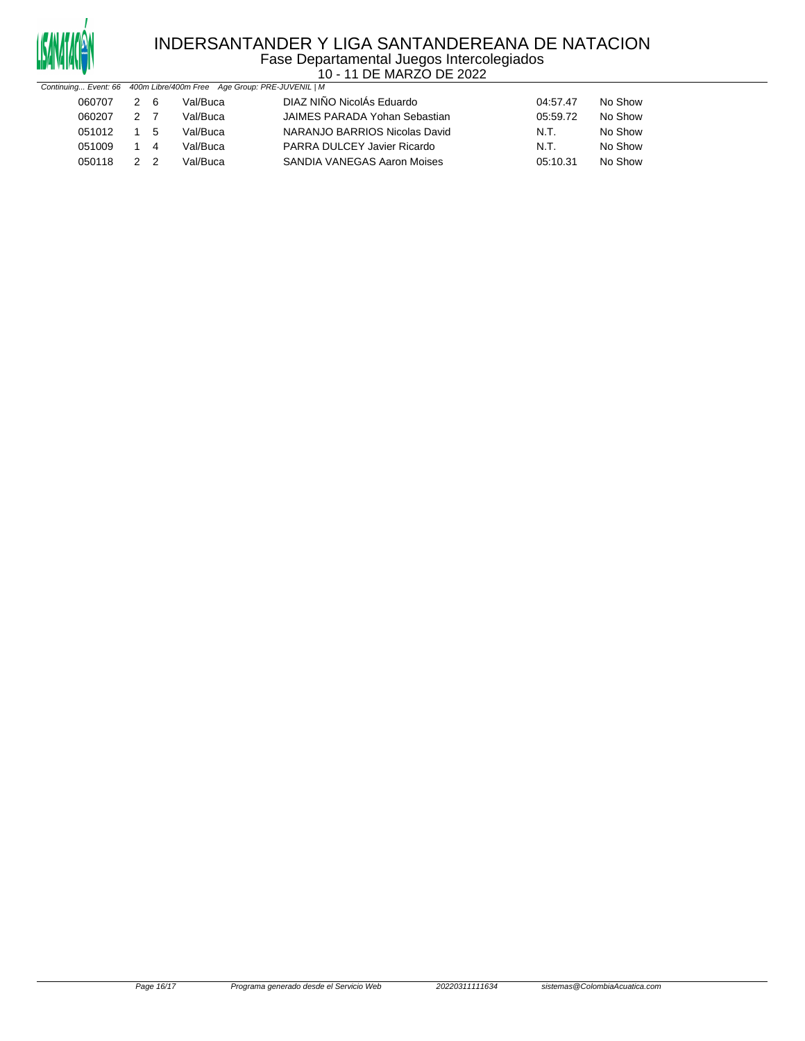# INDERSANTANDER Y LIGA SANTANDEREANA DE NATACION

Fase Departamental Juegos Intercolegiados

10 - 11 DE MARZO DE 2022

*Continuing... Event: 66 400m Libre/400m Free Age Group: PRE-JUVENIL | M*

| | | | | | | |
|---|---|---|---|---|---|---|
| 060707 | 2 | 6 | Val/Buca | DIAZ NIÑO NicolÁs Eduardo | 04:57.47 | No Show |
| 060207 | 2 | 7 | Val/Buca | JAIMES PARADA Yohan Sebastian | 05:59.72 | No Show |
| 051012 | 1 | 5 | Val/Buca | NARANJO BARRIOS Nicolas David | N.T. | No Show |
| 051009 | 1 | 4 | Val/Buca | PARRA DULCEY Javier Ricardo | N.T. | No Show |
| 050118 | 2 | 2 | Val/Buca | SANDIA VANEGAS Aaron Moises | 05:10.31 | No Show |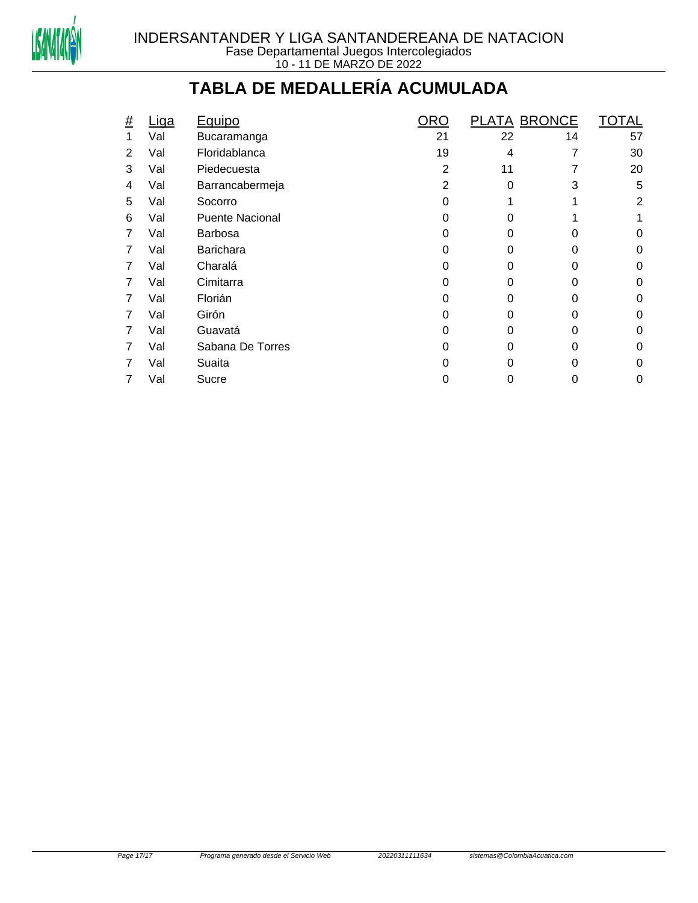INDERSANTANDER Y LIGA SANTANDEREANA DE NATACION
Fase Departamental Juegos Intercolegiados
10 - 11 DE MARZO DE 2022

# TABLA DE MEDALLERÍA ACUMULADA

| # | Liga | Equipo | ORO | PLATA | BRONCE | TOTAL |
|---|---|---|---|---|---|---|
| 1 | Val | Bucaramanga | 21 | 22 | 14 | 57 |
| 2 | Val | Floridablanca | 19 | 4 | 7 | 30 |
| 3 | Val | Piedecuesta | 2 | 11 | 7 | 20 |
| 4 | Val | Barrancabermeja | 2 | 0 | 3 | 5 |
| 5 | Val | Socorro | 0 | 1 | 1 | 2 |
| 6 | Val | Puente Nacional | 0 | 0 | 1 | 1 |
| 7 | Val | Barbosa | 0 | 0 | 0 | 0 |
| 7 | Val | Barichara | 0 | 0 | 0 | 0 |
| 7 | Val | Charalá | 0 | 0 | 0 | 0 |
| 7 | Val | Cimitarra | 0 | 0 | 0 | 0 |
| 7 | Val | Florián | 0 | 0 | 0 | 0 |
| 7 | Val | Girón | 0 | 0 | 0 | 0 |
| 7 | Val | Guavatá | 0 | 0 | 0 | 0 |
| 7 | Val | Sabana De Torres | 0 | 0 | 0 | 0 |
| 7 | Val | Suaita | 0 | 0 | 0 | 0 |
| 7 | Val | Sucre | 0 | 0 | 0 | 0 |